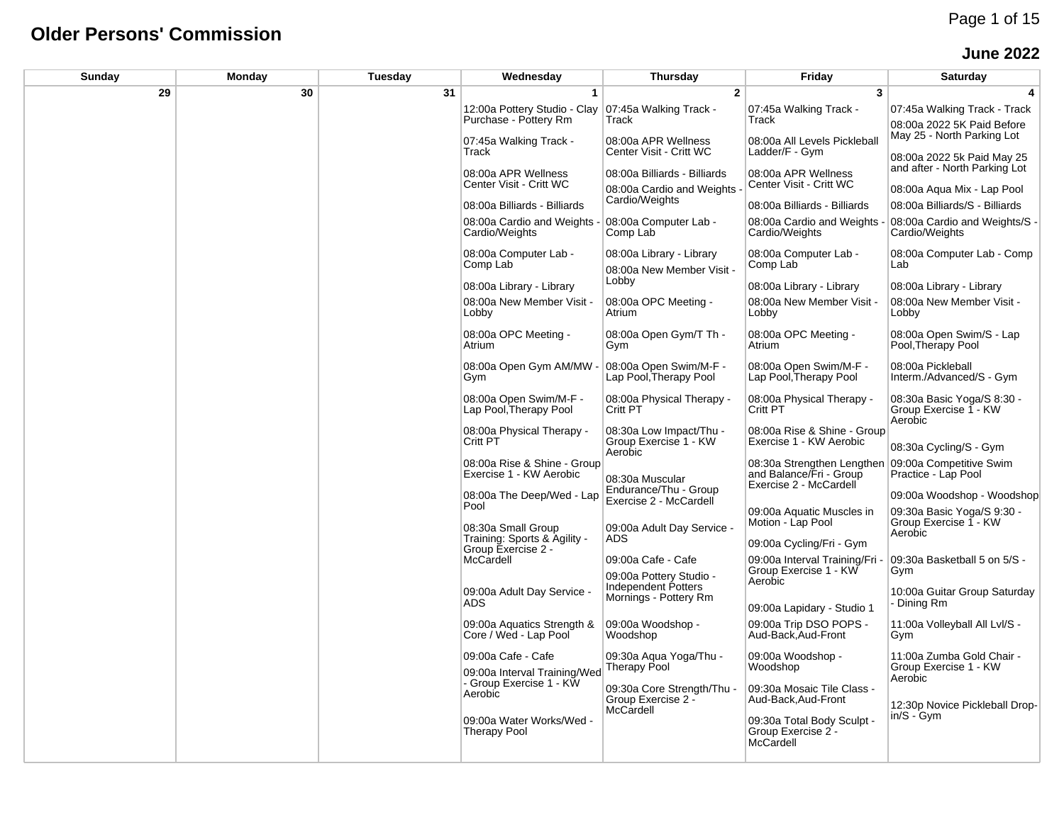# Older Persons' Commission

## June 2022

| Sunday | Monday | Tuesday | Wednesday | Thursday | Friday | Saturday |
|---|---|---|---|---|---|---|
| 29 | 30 | 31 | 1 | 2 | 3 | 4 |
| | | | 12:00a Pottery Studio - Clay Purchase - Pottery Rm<br><br>07:45a Walking Track - Track<br><br>08:00a APR Wellness Center Visit - Critt WC<br><br>08:00a Billiards - Billiards<br><br>08:00a Cardio and Weights - Cardio/Weights<br><br>08:00a Computer Lab - Comp Lab<br><br>08:00a Library - Library<br><br>08:00a New Member Visit - Lobby<br><br>08:00a OPC Meeting - Atrium<br><br>08:00a Open Gym AM/MW - Gym<br><br>08:00a Open Swim/M-F - Lap Pool,Therapy Pool<br><br>08:00a Physical Therapy - Critt PT<br><br>08:00a Rise & Shine - Group Exercise 1 - KW Aerobic<br><br>08:00a The Deep/Wed - Lap Pool<br><br>08:30a Small Group Training: Sports & Agility - Group Exercise 2 - McCardell<br><br>09:00a Adult Day Service - ADS<br><br>09:00a Aquatics Strength & Core / Wed - Lap Pool<br><br>09:00a Cafe - Cafe<br><br>09:00a Interval Training/Wed - Group Exercise 1 - KW Aerobic<br><br>09:00a Water Works/Wed - Therapy Pool | 07:45a Walking Track - Track<br><br>08:00a APR Wellness Center Visit - Critt WC<br><br>08:00a Billiards - Billiards<br><br>08:00a Cardio and Weights - Cardio/Weights<br><br>08:00a Computer Lab - Comp Lab<br><br>08:00a Library - Library<br><br>08:00a New Member Visit - Lobby<br><br>08:00a OPC Meeting - Atrium<br><br>08:00a Open Gym/T Th - Gym<br><br>08:00a Open Swim/M-F - Lap Pool,Therapy Pool<br><br>08:00a Physical Therapy - Critt PT<br><br>08:30a Low Impact/Thu - Group Exercise 1 - KW Aerobic<br><br>08:30a Muscular Endurance/Thu - Group Exercise 2 - McCardell<br><br>09:00a Adult Day Service - ADS<br><br>09:00a Cafe - Cafe<br><br>09:00a Pottery Studio - Independent Potters Mornings - Pottery Rm<br><br>09:00a Woodshop - Woodshop<br><br>09:30a Aqua Yoga/Thu - Therapy Pool<br><br>09:30a Core Strength/Thu - Group Exercise 2 - McCardell | 07:45a Walking Track - Track<br><br>08:00a All Levels Pickleball Ladder/F - Gym<br><br>08:00a APR Wellness Center Visit - Critt WC<br><br>08:00a Billiards - Billiards<br><br>08:00a Cardio and Weights - Cardio/Weights<br><br>08:00a Computer Lab - Comp Lab<br><br>08:00a Library - Library<br><br>08:00a New Member Visit - Lobby<br><br>08:00a OPC Meeting - Atrium<br><br>08:00a Open Swim/M-F - Lap Pool,Therapy Pool<br><br>08:00a Physical Therapy - Critt PT<br><br>08:00a Rise & Shine - Group Exercise 1 - KW Aerobic<br><br>08:30a Strengthen Lengthen and Balance/Fri - Group Exercise 2 - McCardell<br><br>09:00a Aquatic Muscles in Motion - Lap Pool<br><br>09:00a Cycling/Fri - Gym<br><br>09:00a Interval Training/Fri - Group Exercise 1 - KW Aerobic<br><br>09:00a Lapidary - Studio 1<br><br>09:00a Trip DSO POPS - Aud-Back,Aud-Front<br><br>09:00a Woodshop - Woodshop<br><br>09:30a Mosaic Tile Class - Aud-Back,Aud-Front<br><br>09:30a Total Body Sculpt - Group Exercise 2 - McCardell | 07:45a Walking Track - Track<br><br>08:00a 2022 5K Paid Before May 25 - North Parking Lot<br><br>08:00a 2022 5k Paid May 25 and after - North Parking Lot<br><br>08:00a Aqua Mix - Lap Pool<br><br>08:00a Billiards/S - Billiards<br><br>08:00a Cardio and Weights/S - Cardio/Weights<br><br>08:00a Computer Lab - Comp Lab<br><br>08:00a Library - Library<br><br>08:00a New Member Visit - Lobby<br><br>08:00a Open Swim/S - Lap Pool,Therapy Pool<br><br>08:00a Pickleball Interm./Advanced/S - Gym<br><br>08:30a Basic Yoga/S 8:30 - Group Exercise 1 - KW Aerobic<br><br>08:30a Cycling/S - Gym<br><br>09:00a Competitive Swim Practice - Lap Pool<br><br>09:00a Woodshop - Woodshop<br><br>09:30a Basic Yoga/S 9:30 - Group Exercise 1 - KW Aerobic<br><br>09:30a Basketball 5 on 5/S - Gym<br><br>10:00a Guitar Group Saturday - Dining Rm<br><br>11:00a Volleyball All Lvl/S - Gym<br><br>11:00a Zumba Gold Chair - Group Exercise 1 - KW Aerobic<br><br>12:30p Novice Pickleball Drop-in/S - Gym |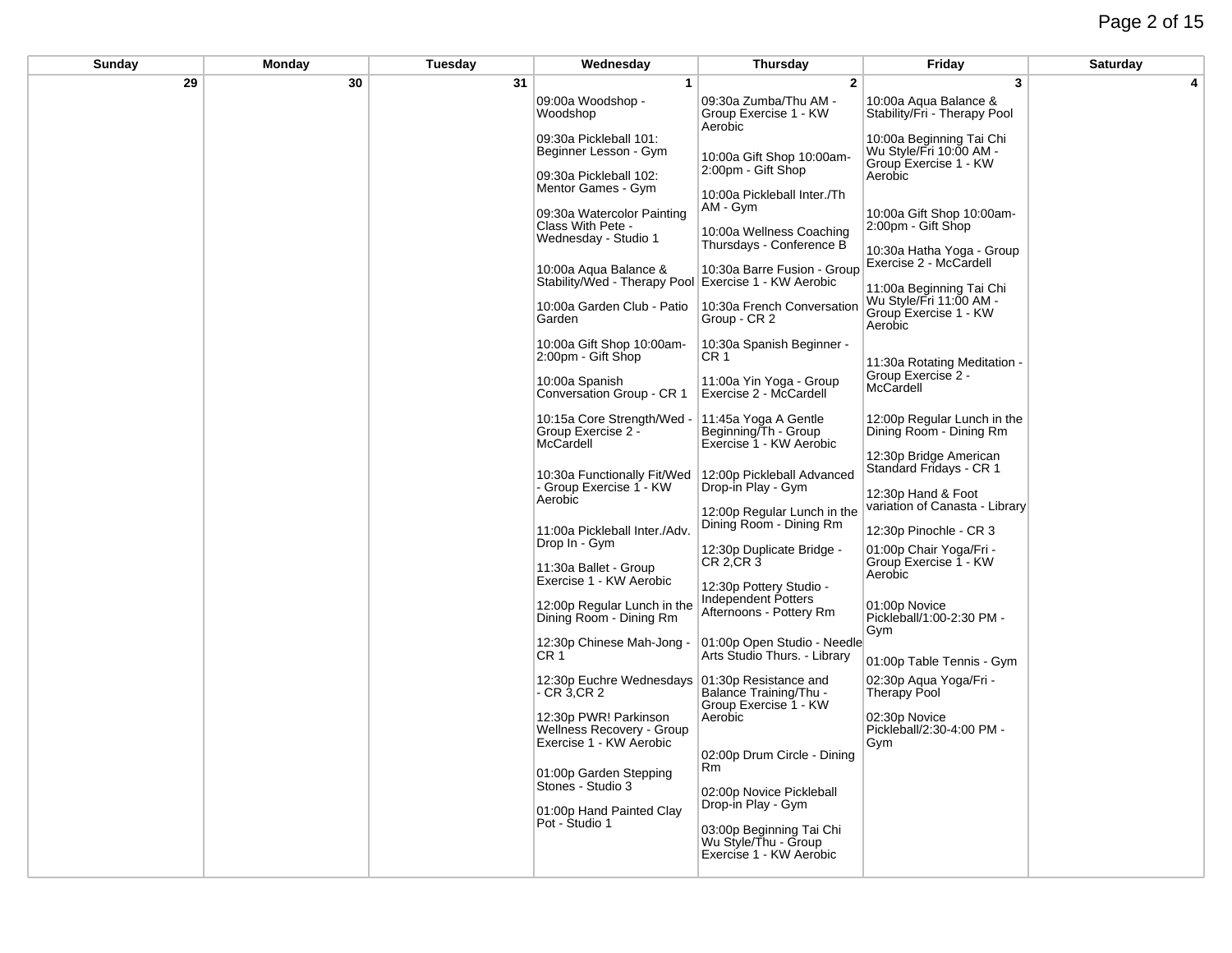| Sunday | Monday | Tuesday | Wednesday | Thursday | Friday | Saturday |
|---|---|---|---|---|---|---|
| 29 | 30 | 31 | 1 | 2 | 3 | 4 |
| | | | 09:00a Woodshop - Woodshop<br><br>09:30a Pickleball 101: Beginner Lesson - Gym<br><br>09:30a Pickleball 102: Mentor Games - Gym<br><br>09:30a Watercolor Painting Class With Pete - Wednesday - Studio 1<br><br>10:00a Aqua Balance & Stability/Wed - Therapy Pool<br><br>10:00a Garden Club - Patio Garden<br><br>10:00a Gift Shop 10:00am-2:00pm - Gift Shop<br><br>10:00a Spanish Conversation Group - CR 1<br><br>10:15a Core Strength/Wed - Group Exercise 2 - McCardell<br><br>10:30a Functionally Fit/Wed - Group Exercise 1 - KW Aerobic<br><br>11:00a Pickleball Inter./Adv. Drop In - Gym<br><br>11:30a Ballet - Group Exercise 1 - KW Aerobic<br><br>12:00p Regular Lunch in the Dining Room - Dining Rm<br><br>12:30p Chinese Mah-Jong - CR 1<br><br>12:30p Euchre Wednesdays - CR 3,CR 2<br><br>12:30p PWR! Parkinson Wellness Recovery - Group Exercise 1 - KW Aerobic<br><br>01:00p Garden Stepping Stones - Studio 3<br><br>01:00p Hand Painted Clay Pot - Studio 1 | 09:30a Zumba/Thu AM - Group Exercise 1 - KW Aerobic<br><br>10:00a Gift Shop 10:00am-2:00pm - Gift Shop<br><br>10:00a Pickleball Inter./Th AM - Gym<br><br>10:00a Wellness Coaching Thursdays - Conference B<br><br>10:30a Barre Fusion - Group Exercise 1 - KW Aerobic<br><br>10:30a French Conversation Group - CR 2<br><br>10:30a Spanish Beginner - CR 1<br><br>11:00a Yin Yoga - Group Exercise 2 - McCardell<br><br>11:45a Yoga A Gentle Beginning/Th - Group Exercise 1 - KW Aerobic<br><br>12:00p Pickleball Advanced Drop-in Play - Gym<br><br>12:00p Regular Lunch in the Dining Room - Dining Rm<br><br>12:30p Duplicate Bridge - CR 2,CR 3<br><br>12:30p Pottery Studio - Independent Potters Afternoons - Pottery Rm<br><br>01:00p Open Studio - Needle Arts Studio Thurs. - Library<br><br>01:30p Resistance and Balance Training/Thu - Group Exercise 1 - KW Aerobic<br><br>02:00p Drum Circle - Dining Rm<br><br>02:00p Novice Pickleball Drop-in Play - Gym<br><br>03:00p Beginning Tai Chi Wu Style/Thu - Group Exercise 1 - KW Aerobic | 10:00a Aqua Balance & Stability/Fri - Therapy Pool<br><br>10:00a Beginning Tai Chi Wu Style/Fri 10:00 AM - Group Exercise 1 - KW Aerobic<br><br>10:00a Gift Shop 10:00am-2:00pm - Gift Shop<br><br>10:30a Hatha Yoga - Group Exercise 2 - McCardell<br><br>11:00a Beginning Tai Chi Wu Style/Fri 11:00 AM - Group Exercise 1 - KW Aerobic<br><br>11:30a Rotating Meditation - Group Exercise 2 - McCardell<br><br>12:00p Regular Lunch in the Dining Room - Dining Rm<br><br>12:30p Bridge American Standard Fridays - CR 1<br><br>12:30p Hand & Foot variation of Canasta - Library<br><br>12:30p Pinochle - CR 3<br><br>01:00p Chair Yoga/Fri - Group Exercise 1 - KW Aerobic<br><br>01:00p Novice Pickleball/1:00-2:30 PM - Gym<br><br>01:00p Table Tennis - Gym<br><br>02:30p Aqua Yoga/Fri - Therapy Pool<br><br>02:30p Novice Pickleball/2:30-4:00 PM - Gym | |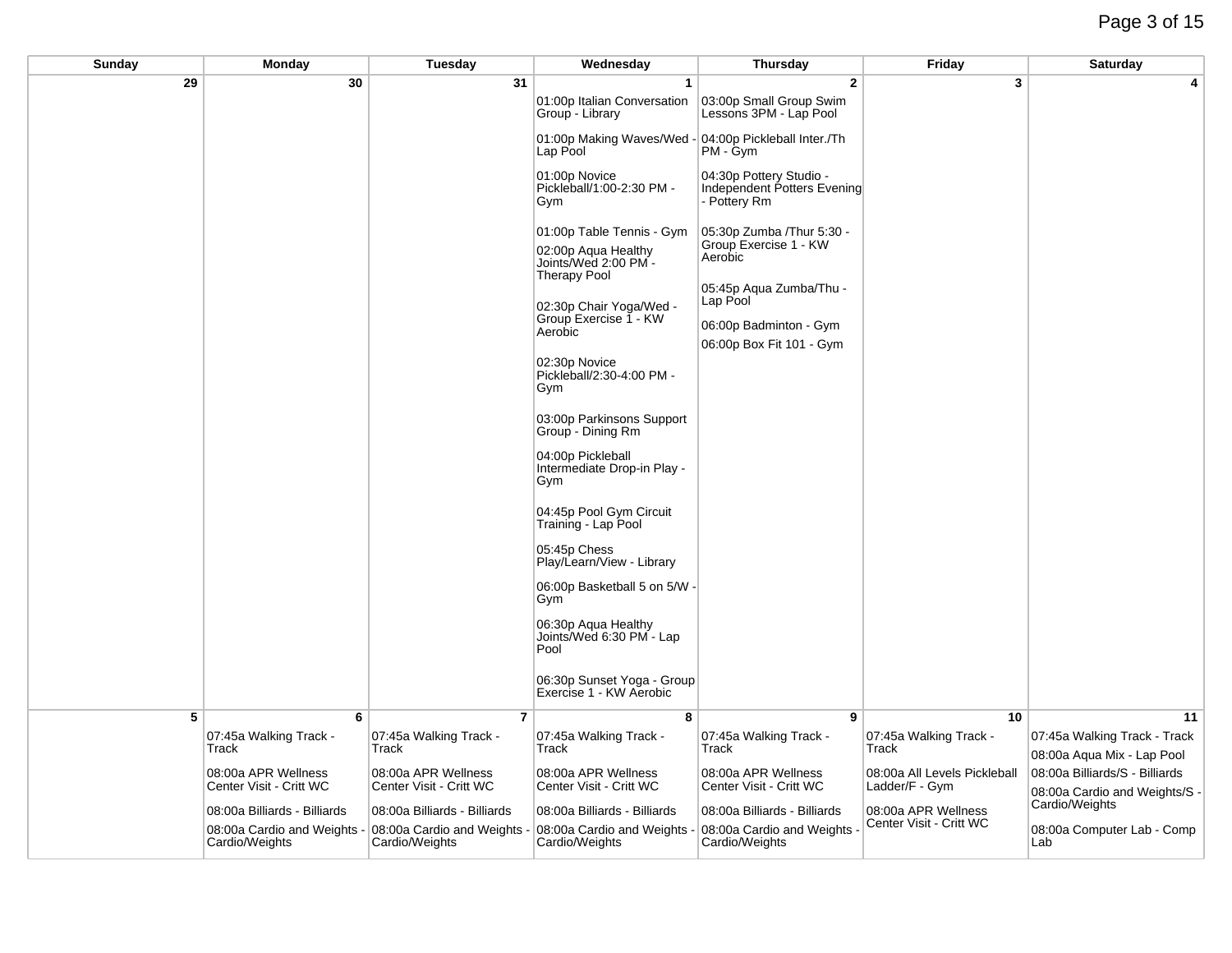| Sunday | Monday | Tuesday | Wednesday | Thursday | Friday | Saturday |
|---|---|---|---|---|---|---|
| 29 | 30 | 31 | 1<br>01:00p Italian Conversation Group - Library<br>01:00p Making Waves/Wed - Lap Pool<br>01:00p Novice Pickleball/1:00-2:30 PM - Gym<br>01:00p Table Tennis - Gym<br>02:00p Aqua Healthy Joints/Wed 2:00 PM - Therapy Pool<br>02:30p Chair Yoga/Wed - Group Exercise 1 - KW Aerobic<br>02:30p Novice Pickleball/2:30-4:00 PM - Gym<br>03:00p Parkinsons Support Group - Dining Rm<br>04:00p Pickleball Intermediate Drop-in Play - Gym<br>04:45p Pool Gym Circuit Training - Lap Pool<br>05:45p Chess Play/Learn/View - Library<br>06:00p Basketball 5 on 5/W - Gym<br>06:30p Aqua Healthy Joints/Wed 6:30 PM - Lap Pool<br>06:30p Sunset Yoga - Group Exercise 1 - KW Aerobic | 2<br>03:00p Small Group Swim Lessons 3PM - Lap Pool<br>04:00p Pickleball Inter./Th PM - Gym<br>04:30p Pottery Studio - Independent Potters Evening - Pottery Rm<br>05:30p Zumba /Thur 5:30 - Group Exercise 1 - KW Aerobic<br>05:45p Aqua Zumba/Thu - Lap Pool<br>06:00p Badminton - Gym<br>06:00p Box Fit 101 - Gym | 3 | 4 |
| 5 | 6<br>07:45a Walking Track - Track<br>08:00a APR Wellness Center Visit - Critt WC<br>08:00a Billiards - Billiards<br>08:00a Cardio and Weights - Cardio/Weights | 7<br>07:45a Walking Track - Track<br>08:00a APR Wellness Center Visit - Critt WC<br>08:00a Billiards - Billiards<br>08:00a Cardio and Weights - Cardio/Weights | 8<br>07:45a Walking Track - Track<br>08:00a APR Wellness Center Visit - Critt WC<br>08:00a Billiards - Billiards<br>08:00a Cardio and Weights - Cardio/Weights | 9<br>07:45a Walking Track - Track<br>08:00a APR Wellness Center Visit - Critt WC<br>08:00a Billiards - Billiards<br>08:00a Cardio and Weights - Cardio/Weights | 10<br>07:45a Walking Track - Track<br>08:00a All Levels Pickleball Ladder/F - Gym<br>08:00a APR Wellness Center Visit - Critt WC | 11<br>07:45a Walking Track - Track<br>08:00a Aqua Mix - Lap Pool<br>08:00a Billiards/S - Billiards<br>08:00a Cardio and Weights/S - Cardio/Weights<br>08:00a Computer Lab - Comp Lab |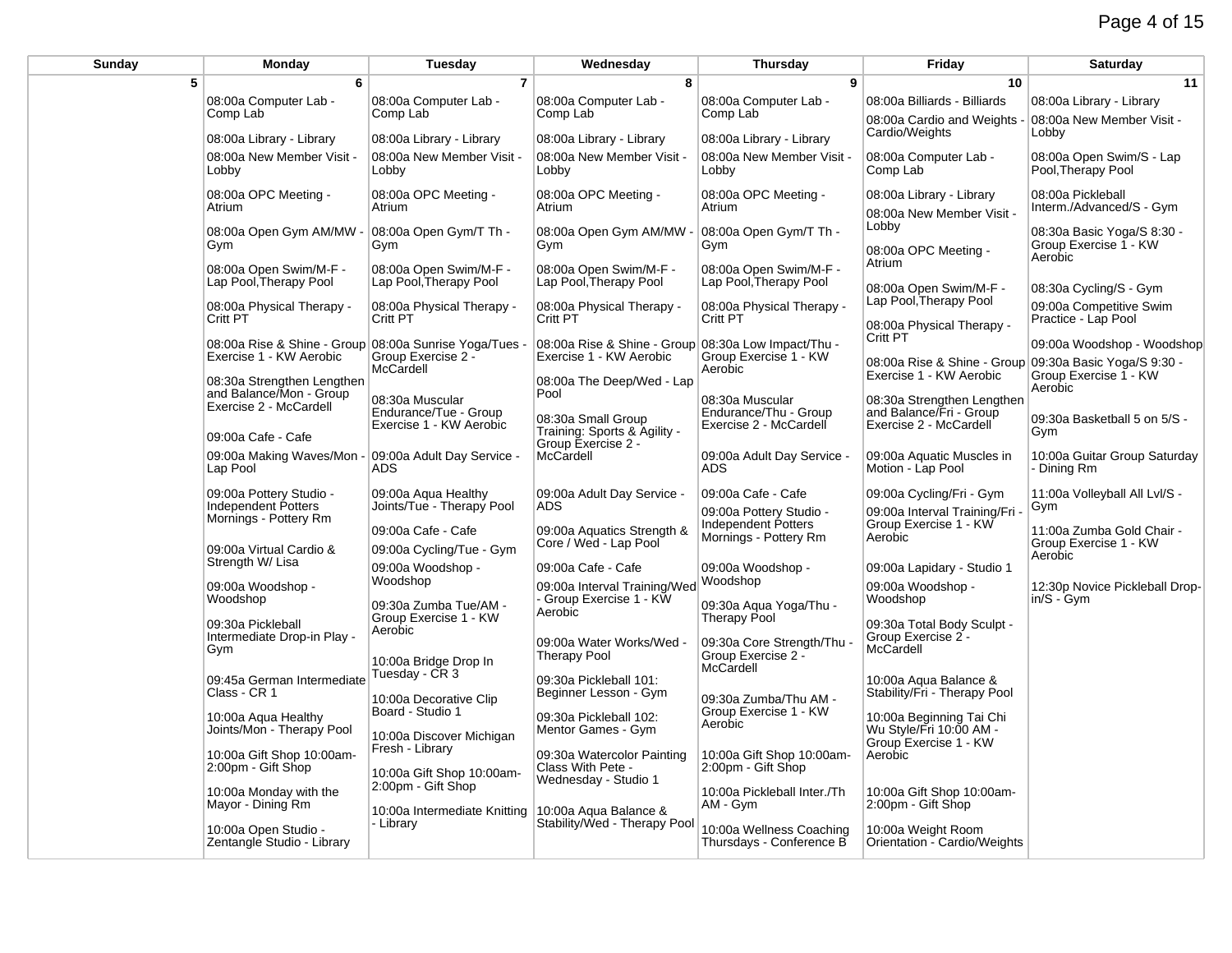| Sunday | Monday | Tuesday | Wednesday | Thursday | Friday | Saturday |
|---|---|---|---|---|---|---|
| 5 | 6 | 7 | 8 | 9 | 10 | 11 |
| | 08:00a Computer Lab - Comp Lab<br><br>08:00a Library - Library<br><br>08:00a New Member Visit - Lobby<br><br>08:00a OPC Meeting - Atrium<br><br>08:00a Open Gym AM/MW - Gym<br><br>08:00a Open Swim/M-F - Lap Pool,Therapy Pool<br><br>08:00a Physical Therapy - Critt PT<br><br>08:00a Rise & Shine - Group Exercise 1 - KW Aerobic<br><br>08:30a Strengthen Lengthen and Balance/Mon - Group Exercise 2 - McCardell<br><br>09:00a Cafe - Cafe<br><br>09:00a Making Waves/Mon - Lap Pool<br><br>09:00a Pottery Studio - Independent Potters Mornings - Pottery Rm<br><br>09:00a Virtual Cardio & Strength W/ Lisa<br><br>09:00a Woodshop - Woodshop<br><br>09:30a Pickleball Intermediate Drop-in Play - Gym<br><br>09:45a German Intermediate Class - CR 1<br><br>10:00a Aqua Healthy Joints/Mon - Therapy Pool<br><br>10:00a Gift Shop 10:00am-2:00pm - Gift Shop<br><br>10:00a Monday with the Mayor - Dining Rm<br><br>10:00a Open Studio - Zentangle Studio - Library | 08:00a Computer Lab - Comp Lab<br><br>08:00a Library - Library<br><br>08:00a New Member Visit - Lobby<br><br>08:00a OPC Meeting - Atrium<br><br>08:00a Open Gym/T Th - Gym<br><br>08:00a Open Swim/M-F - Lap Pool,Therapy Pool<br><br>08:00a Physical Therapy - Critt PT<br><br>08:00a Sunrise Yoga/Tues - Group Exercise 2 - McCardell<br><br>08:30a Muscular Endurance/Tue - Group Exercise 1 - KW Aerobic<br><br>09:00a Adult Day Service - ADS<br><br>09:00a Aqua Healthy Joints/Tue - Therapy Pool<br><br>09:00a Cafe - Cafe<br><br>09:00a Cycling/Tue - Gym<br><br>09:00a Woodshop - Woodshop<br><br>09:30a Zumba Tue/AM - Group Exercise 1 - KW Aerobic<br><br>10:00a Bridge Drop In Tuesday - CR 3<br><br>10:00a Decorative Clip Board - Studio 1<br><br>10:00a Discover Michigan Fresh - Library<br><br>10:00a Gift Shop 10:00am-2:00pm - Gift Shop<br><br>10:00a Intermediate Knitting - Library | 08:00a Computer Lab - Comp Lab<br><br>08:00a Library - Library<br><br>08:00a New Member Visit - Lobby<br><br>08:00a OPC Meeting - Atrium<br><br>08:00a Open Gym AM/MW - Gym<br><br>08:00a Open Swim/M-F - Lap Pool,Therapy Pool<br><br>08:00a Physical Therapy - Critt PT<br><br>08:00a Rise & Shine - Group Exercise 1 - KW Aerobic<br><br>08:00a The Deep/Wed - Lap Pool<br><br>08:30a Small Group Training: Sports & Agility - Group Exercise 2 - McCardell<br><br>09:00a Adult Day Service - ADS<br><br>09:00a Aquatics Strength & Core / Wed - Lap Pool<br><br>09:00a Cafe - Cafe<br><br>09:00a Interval Training/Wed - Group Exercise 1 - KW Aerobic<br><br>09:00a Water Works/Wed - Therapy Pool<br><br>09:30a Pickleball 101: Beginner Lesson - Gym<br><br>09:30a Pickleball 102: Mentor Games - Gym<br><br>09:30a Watercolor Painting Class With Pete - Wednesday - Studio 1<br><br>10:00a Aqua Balance & Stability/Wed - Therapy Pool | 08:00a Computer Lab - Comp Lab<br><br>08:00a Library - Library<br><br>08:00a New Member Visit - Lobby<br><br>08:00a OPC Meeting - Atrium<br><br>08:00a Open Gym/T Th - Gym<br><br>08:00a Open Swim/M-F - Lap Pool,Therapy Pool<br><br>08:00a Physical Therapy - Critt PT<br><br>08:30a Low Impact/Thu - Group Exercise 1 - KW Aerobic<br><br>08:30a Muscular Endurance/Thu - Group Exercise 2 - McCardell<br><br>09:00a Adult Day Service - ADS<br><br>09:00a Cafe - Cafe<br><br>09:00a Pottery Studio - Independent Potters Mornings - Pottery Rm<br><br>09:00a Woodshop - Woodshop<br><br>09:30a Aqua Yoga/Thu - Therapy Pool<br><br>09:30a Core Strength/Thu - Group Exercise 2 - McCardell<br><br>09:30a Zumba/Thu AM - Group Exercise 1 - KW Aerobic<br><br>10:00a Gift Shop 10:00am-2:00pm - Gift Shop<br><br>10:00a Pickleball Inter./Th AM - Gym<br><br>10:00a Wellness Coaching Thursdays - Conference B | 08:00a Billiards - Billiards<br><br>08:00a Cardio and Weights - Cardio/Weights<br><br>08:00a Computer Lab - Comp Lab<br><br>08:00a Library - Library<br><br>08:00a New Member Visit - Lobby<br><br>08:00a OPC Meeting - Atrium<br><br>08:00a Open Swim/M-F - Lap Pool,Therapy Pool<br><br>08:00a Physical Therapy - Critt PT<br><br>08:00a Rise & Shine - Group Exercise 1 - KW Aerobic<br><br>08:30a Strengthen Lengthen and Balance/Fri - Group Exercise 2 - McCardell<br><br>09:00a Aquatic Muscles in Motion - Lap Pool<br><br>09:00a Cycling/Fri - Gym<br><br>09:00a Interval Training/Fri - Group Exercise 1 - KW Aerobic<br><br>09:00a Lapidary - Studio 1<br><br>09:00a Woodshop - Woodshop<br><br>09:30a Total Body Sculpt - Group Exercise 2 - McCardell<br><br>10:00a Aqua Balance & Stability/Fri - Therapy Pool<br><br>10:00a Beginning Tai Chi Wu Style/Fri 10:00 AM - Group Exercise 1 - KW Aerobic<br><br>10:00a Gift Shop 10:00am-2:00pm - Gift Shop<br><br>10:00a Weight Room Orientation - Cardio/Weights | 08:00a Library - Library<br><br>08:00a New Member Visit - Lobby<br><br>08:00a Open Swim/S - Lap Pool,Therapy Pool<br><br>08:00a Pickleball Interm./Advanced/S - Gym<br><br>08:30a Basic Yoga/S 8:30 - Group Exercise 1 - KW Aerobic<br><br>08:30a Cycling/S - Gym<br><br>09:00a Competitive Swim Practice - Lap Pool<br><br>09:00a Woodshop - Woodshop<br><br>09:30a Basic Yoga/S 9:30 - Group Exercise 1 - KW Aerobic<br><br>09:30a Basketball 5 on 5/S - Gym<br><br>10:00a Guitar Group Saturday - Dining Rm<br><br>11:00a Volleyball All Lvl/S - Gym<br><br>11:00a Zumba Gold Chair - Group Exercise 1 - KW Aerobic<br><br>12:30p Novice Pickleball Drop-in/S - Gym |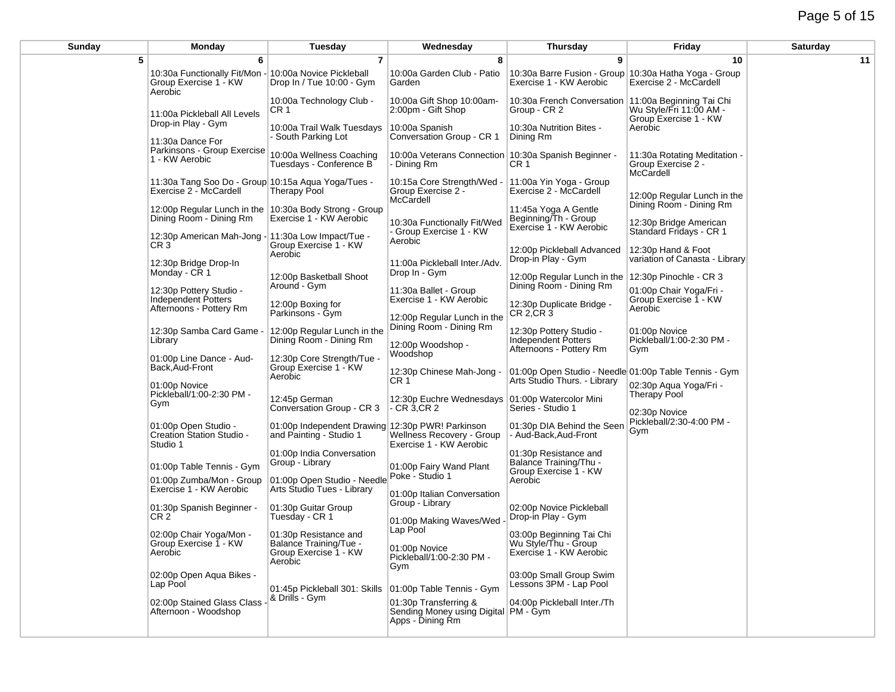| Sunday | Monday | Tuesday | Wednesday | Thursday | Friday | Saturday |
|---|---|---|---|---|---|---|
| 5 | 6 | 7 | 8 | 9 | 10 | 11 |
| | 10:30a Functionally Fit/Mon - Group Exercise 1 - KW Aerobic<br><br>11:00a Pickleball All Levels Drop-in Play - Gym<br><br>11:30a Dance For Parkinsons - Group Exercise 1 - KW Aerobic<br><br>11:30a Tang Soo Do - Group Exercise 2 - McCardell<br><br>12:00p Regular Lunch in the Dining Room - Dining Rm<br><br>12:30p American Mah-Jong - CR 3<br><br>12:30p Bridge Drop-In Monday - CR 1<br><br>12:30p Pottery Studio - Independent Potters Afternoons - Pottery Rm<br><br>12:30p Samba Card Game - Library<br><br>01:00p Line Dance - Aud-Back,Aud-Front<br><br>01:00p Novice Pickleball/1:00-2:30 PM - Gym<br><br>01:00p Open Studio - Creation Station Studio - Studio 1<br><br>01:00p Table Tennis - Gym<br><br>01:00p Zumba/Mon - Group Exercise 1 - KW Aerobic<br><br>01:30p Spanish Beginner - CR 2<br><br>02:00p Chair Yoga/Mon - Group Exercise 1 - KW Aerobic<br><br>02:00p Open Aqua Bikes - Lap Pool<br><br>02:00p Stained Glass Class - Afternoon - Woodshop | 10:00a Novice Pickleball Drop In / Tue 10:00 - Gym<br><br>10:00a Technology Club - CR 1<br><br>10:00a Trail Walk Tuesdays - South Parking Lot<br><br>10:00a Wellness Coaching Tuesdays - Conference B<br><br>10:15a Aqua Yoga/Tues - Therapy Pool<br><br>10:30a Body Strong - Group Exercise 1 - KW Aerobic<br><br>11:30a Low Impact/Tue - Group Exercise 1 - KW Aerobic<br><br>12:00p Basketball Shoot Around - Gym<br><br>12:00p Boxing for Parkinsons - Gym<br><br>12:00p Regular Lunch in the Dining Room - Dining Rm<br><br>12:30p Core Strength/Tue - Group Exercise 1 - KW Aerobic<br><br>12:45p German Conversation Group - CR 3<br><br>01:00p Independent Drawing and Painting - Studio 1<br><br>01:00p India Conversation Group - Library<br><br>01:00p Open Studio - Needle Arts Studio Tues - Library<br><br>01:30p Guitar Group Tuesday - CR 1<br><br>01:30p Resistance and Balance Training/Tue - Group Exercise 1 - KW Aerobic<br><br>01:45p Pickleball 301: Skills & Drills - Gym | 10:00a Garden Club - Patio Garden<br><br>10:00a Gift Shop 10:00am-2:00pm - Gift Shop<br><br>10:00a Spanish Conversation Group - CR 1<br><br>10:00a Veterans Connection - Dining Rm<br><br>10:15a Core Strength/Wed - Group Exercise 2 - McCardell<br><br>10:30a Functionally Fit/Wed - Group Exercise 1 - KW Aerobic<br><br>11:00a Pickleball Inter./Adv. Drop In - Gym<br><br>11:30a Ballet - Group Exercise 1 - KW Aerobic<br><br>12:00p Regular Lunch in the Dining Room - Dining Rm<br><br>12:00p Woodshop - Woodshop<br><br>12:30p Chinese Mah-Jong - CR 1<br><br>12:30p Euchre Wednesdays - CR 3,CR 2<br><br>12:30p PWR! Parkinson Wellness Recovery - Group Exercise 1 - KW Aerobic<br><br>01:00p Fairy Wand Plant Poke - Studio 1<br><br>01:00p Italian Conversation Group - Library<br><br>01:00p Making Waves/Wed - Lap Pool<br><br>01:00p Novice Pickleball/1:00-2:30 PM - Gym<br><br>01:00p Table Tennis - Gym<br><br>01:30p Transferring & Sending Money using Digital Apps - Dining Rm | 10:30a Barre Fusion - Group Exercise 1 - KW Aerobic<br><br>10:30a French Conversation Group - CR 2<br><br>10:30a Nutrition Bites - Dining Rm<br><br>10:30a Spanish Beginner - CR 1<br><br>11:00a Yin Yoga - Group Exercise 2 - McCardell<br><br>11:45a Yoga A Gentle Beginning/Th - Group Exercise 1 - KW Aerobic<br><br>12:00p Pickleball Advanced Drop-in Play - Gym<br><br>12:00p Regular Lunch in the Dining Room - Dining Rm<br><br>12:30p Duplicate Bridge - CR 2,CR 3<br><br>12:30p Pottery Studio - Independent Potters Afternoons - Pottery Rm<br><br>01:00p Open Studio - Needle Arts Studio Thurs. - Library<br><br>01:00p Watercolor Mini Series - Studio 1<br><br>01:30p DIA Behind the Seen - Aud-Back,Aud-Front<br><br>01:30p Resistance and Balance Training/Thu - Group Exercise 1 - KW Aerobic<br><br>02:00p Novice Pickleball Drop-in Play - Gym<br><br>03:00p Beginning Tai Chi Wu Style/Thu - Group Exercise 1 - KW Aerobic<br><br>03:00p Small Group Swim Lessons 3PM - Lap Pool<br><br>04:00p Pickleball Inter./Th PM - Gym | 10:30a Hatha Yoga - Group Exercise 2 - McCardell<br><br>11:00a Beginning Tai Chi Wu Style/Fri 11:00 AM - Group Exercise 1 - KW Aerobic<br><br>11:30a Rotating Meditation - Group Exercise 2 - McCardell<br><br>12:00p Regular Lunch in the Dining Room - Dining Rm<br><br>12:30p Bridge American Standard Fridays - CR 1<br><br>12:30p Hand & Foot variation of Canasta - Library<br><br>12:30p Pinochle - CR 3<br><br>01:00p Chair Yoga/Fri - Group Exercise 1 - KW Aerobic<br><br>01:00p Novice Pickleball/1:00-2:30 PM - Gym<br><br>01:00p Table Tennis - Gym<br><br>02:30p Aqua Yoga/Fri - Therapy Pool<br><br>02:30p Novice Pickleball/2:30-4:00 PM - Gym | |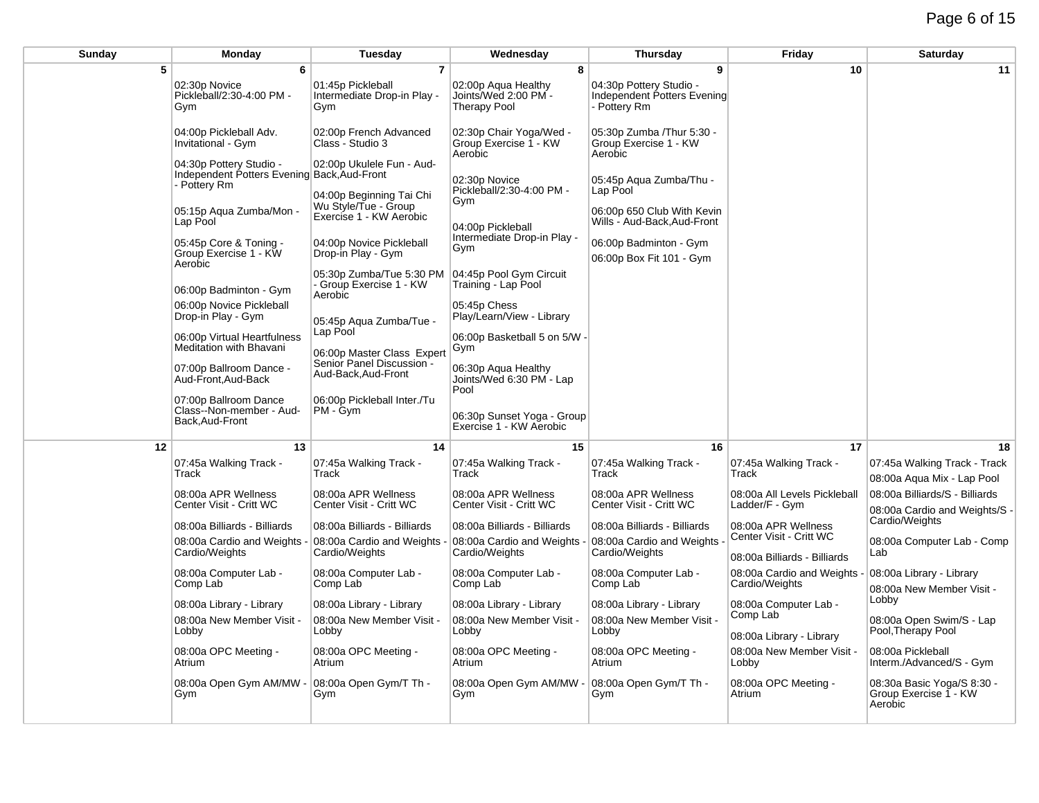| Sunday | Monday | Tuesday | Wednesday | Thursday | Friday | Saturday |
| --- | --- | --- | --- | --- | --- | --- |
| 5 | 6 | 7 | 8 | 9 | 10 | 11 |
| | 02:30p Novice Pickleball/2:30-4:00 PM - Gym<br><br>04:00p Pickleball Adv. Invitational - Gym<br><br>04:30p Pottery Studio - Independent Potters Evening - Pottery Rm<br><br>05:15p Aqua Zumba/Mon - Lap Pool<br><br>05:45p Core & Toning - Group Exercise 1 - KW Aerobic<br><br>06:00p Badminton - Gym<br><br>06:00p Novice Pickleball Drop-in Play - Gym<br><br>06:00p Virtual Heartfulness Meditation with Bhavani<br><br>07:00p Ballroom Dance - Aud-Front,Aud-Back<br><br>07:00p Ballroom Dance Class--Non-member - Aud-Back,Aud-Front | 01:45p Pickleball Intermediate Drop-in Play - Gym<br><br>02:00p French Advanced Class - Studio 3<br><br>02:00p Ukulele Fun - Aud-Back,Aud-Front<br><br>04:00p Beginning Tai Chi Wu Style/Tue - Group Exercise 1 - KW Aerobic<br><br>04:00p Novice Pickleball Drop-in Play - Gym<br><br>05:30p Zumba/Tue 5:30 PM - Group Exercise 1 - KW Aerobic<br><br>05:45p Aqua Zumba/Tue - Lap Pool<br><br>06:00p Master Class Expert Senior Panel Discussion - Aud-Back,Aud-Front<br><br>06:00p Pickleball Inter./Tu PM - Gym | 02:00p Aqua Healthy Joints/Wed 2:00 PM - Therapy Pool<br><br>02:30p Chair Yoga/Wed - Group Exercise 1 - KW Aerobic<br><br>02:30p Novice Pickleball/2:30-4:00 PM - Gym<br><br>04:00p Pickleball Intermediate Drop-in Play - Gym<br><br>04:45p Pool Gym Circuit Training - Lap Pool<br><br>05:45p Chess Play/Learn/View - Library<br><br>06:00p Basketball 5 on 5/W - Gym<br><br>06:30p Aqua Healthy Joints/Wed 6:30 PM - Lap Pool<br><br>06:30p Sunset Yoga - Group Exercise 1 - KW Aerobic | 04:30p Pottery Studio - Independent Potters Evening - Pottery Rm<br><br>05:30p Zumba /Thur 5:30 - Group Exercise 1 - KW Aerobic<br><br>05:45p Aqua Zumba/Thu - Lap Pool<br><br>06:00p 650 Club With Kevin Wills - Aud-Back,Aud-Front<br><br>06:00p Badminton - Gym<br><br>06:00p Box Fit 101 - Gym | | |
| 12 | 13 | 14 | 15 | 16 | 17 | 18 |
| | 07:45a Walking Track - Track<br><br>08:00a APR Wellness Center Visit - Critt WC<br><br>08:00a Billiards - Billiards<br><br>08:00a Cardio and Weights - Cardio/Weights<br><br>08:00a Computer Lab - Comp Lab<br><br>08:00a Library - Library<br><br>08:00a New Member Visit - Lobby<br><br>08:00a OPC Meeting - Atrium<br><br>08:00a Open Gym AM/MW - Gym | 07:45a Walking Track - Track<br><br>08:00a APR Wellness Center Visit - Critt WC<br><br>08:00a Billiards - Billiards<br><br>08:00a Cardio and Weights - Cardio/Weights<br><br>08:00a Computer Lab - Comp Lab<br><br>08:00a Library - Library<br><br>08:00a New Member Visit - Lobby<br><br>08:00a OPC Meeting - Atrium<br><br>08:00a Open Gym/T Th - Gym | 07:45a Walking Track - Track<br><br>08:00a APR Wellness Center Visit - Critt WC<br><br>08:00a Billiards - Billiards<br><br>08:00a Cardio and Weights - Cardio/Weights<br><br>08:00a Computer Lab - Comp Lab<br><br>08:00a Library - Library<br><br>08:00a New Member Visit - Lobby<br><br>08:00a OPC Meeting - Atrium<br><br>08:00a Open Gym AM/MW - Gym | 07:45a Walking Track - Track<br><br>08:00a APR Wellness Center Visit - Critt WC<br><br>08:00a Billiards - Billiards<br><br>08:00a Cardio and Weights - Cardio/Weights<br><br>08:00a Computer Lab - Comp Lab<br><br>08:00a Library - Library<br><br>08:00a New Member Visit - Lobby<br><br>08:00a OPC Meeting - Atrium<br><br>08:00a Open Gym/T Th - Gym | 07:45a Walking Track - Track<br><br>08:00a All Levels Pickleball Ladder/F - Gym<br><br>08:00a APR Wellness Center Visit - Critt WC<br><br>08:00a Billiards - Billiards<br><br>08:00a Cardio and Weights - Cardio/Weights<br><br>08:00a Computer Lab - Comp Lab<br><br>08:00a Library - Library<br><br>08:00a New Member Visit - Lobby<br><br>08:00a OPC Meeting - Atrium | 07:45a Walking Track - Track<br><br>08:00a Aqua Mix - Lap Pool<br><br>08:00a Billiards/S - Billiards<br><br>08:00a Cardio and Weights/S - Cardio/Weights<br><br>08:00a Computer Lab - Comp Lab<br><br>08:00a Library - Library<br><br>08:00a New Member Visit - Lobby<br><br>08:00a Open Swim/S - Lap Pool,Therapy Pool<br><br>08:00a Pickleball Interm./Advanced/S - Gym<br><br>08:30a Basic Yoga/S 8:30 - Group Exercise 1 - KW Aerobic |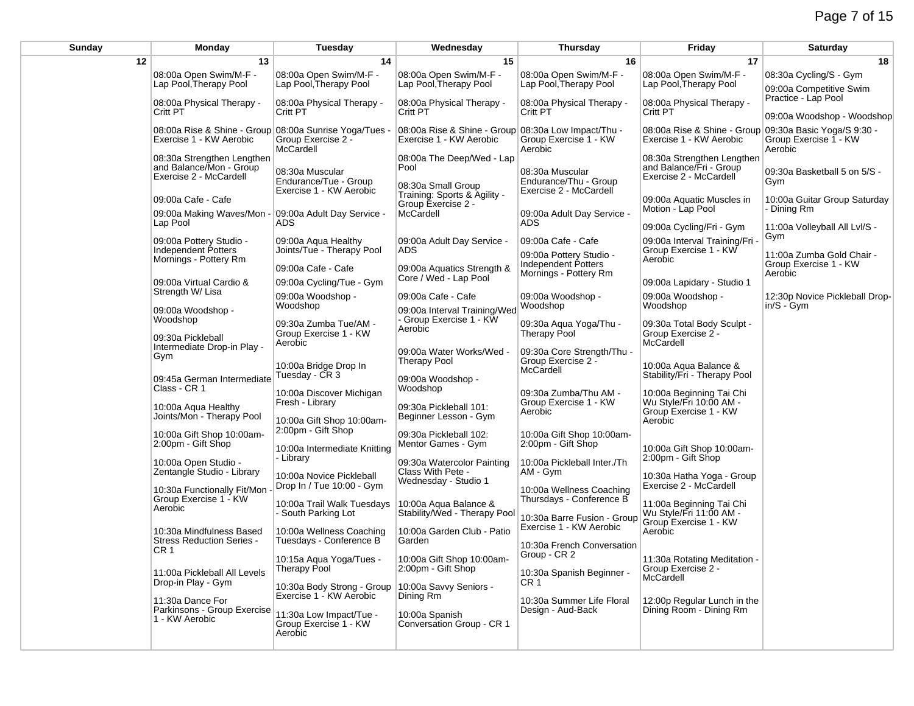| Sunday | Monday | Tuesday | Wednesday | Thursday | Friday | Saturday |
|---|---|---|---|---|---|---|
| 12 | 13 | 14 | 15 | 16 | 17 | 18 |
| | 08:00a Open Swim/M-F - Lap Pool,Therapy Pool<br><br>08:00a Physical Therapy - Critt PT<br><br>08:00a Rise & Shine - Group Exercise 1 - KW Aerobic<br><br>08:30a Strengthen Lengthen and Balance/Mon - Group Exercise 2 - McCardell<br><br>09:00a Cafe - Cafe<br><br>09:00a Making Waves/Mon - Lap Pool<br><br>09:00a Pottery Studio - Independent Potters Mornings - Pottery Rm<br><br>09:00a Virtual Cardio & Strength W/ Lisa<br><br>09:00a Woodshop - Woodshop<br><br>09:30a Pickleball Intermediate Drop-in Play - Gym<br><br>09:45a German Intermediate Class - CR 1<br><br>10:00a Aqua Healthy Joints/Mon - Therapy Pool<br><br>10:00a Gift Shop 10:00am-2:00pm - Gift Shop<br><br>10:00a Open Studio - Zentangle Studio - Library<br><br>10:30a Functionally Fit/Mon - Group Exercise 1 - KW Aerobic<br><br>10:30a Mindfulness Based Stress Reduction Series - CR 1<br><br>11:00a Pickleball All Levels Drop-in Play - Gym<br><br>11:30a Dance For Parkinsons - Group Exercise 1 - KW Aerobic | 08:00a Open Swim/M-F - Lap Pool,Therapy Pool<br><br>08:00a Physical Therapy - Critt PT<br><br>08:00a Sunrise Yoga/Tues - Group Exercise 2 - McCardell<br><br>08:30a Muscular Endurance/Tue - Group Exercise 1 - KW Aerobic<br><br>09:00a Adult Day Service - ADS<br><br>09:00a Aqua Healthy Joints/Tue - Therapy Pool<br><br>09:00a Cafe - Cafe<br><br>09:00a Cycling/Tue - Gym<br><br>09:00a Woodshop - Woodshop<br><br>09:30a Zumba Tue/AM - Group Exercise 1 - KW Aerobic<br><br>10:00a Bridge Drop In Tuesday - CR 3<br><br>10:00a Discover Michigan Fresh - Library<br><br>10:00a Gift Shop 10:00am-2:00pm - Gift Shop<br><br>10:00a Intermediate Knitting - Library<br><br>10:00a Novice Pickleball Drop In / Tue 10:00 - Gym<br><br>10:00a Trail Walk Tuesdays - South Parking Lot<br><br>10:00a Wellness Coaching Tuesdays - Conference B<br><br>10:15a Aqua Yoga/Tues - Therapy Pool<br><br>10:30a Body Strong - Group Exercise 1 - KW Aerobic<br><br>11:30a Low Impact/Tue - Group Exercise 1 - KW Aerobic | 08:00a Open Swim/M-F - Lap Pool,Therapy Pool<br><br>08:00a Physical Therapy - Critt PT<br><br>08:00a Rise & Shine - Group Exercise 1 - KW Aerobic<br><br>08:00a The Deep/Wed - Lap Pool<br><br>08:30a Small Group Training: Sports & Agility - Group Exercise 2 - McCardell<br><br>09:00a Adult Day Service - ADS<br><br>09:00a Aquatics Strength & Core / Wed - Lap Pool<br><br>09:00a Cafe - Cafe<br><br>09:00a Interval Training/Wed - Group Exercise 1 - KW Aerobic<br><br>09:00a Water Works/Wed - Therapy Pool<br><br>09:00a Woodshop - Woodshop<br><br>09:30a Pickleball 101: Beginner Lesson - Gym<br><br>09:30a Pickleball 102: Mentor Games - Gym<br><br>09:30a Watercolor Painting Class With Pete - Wednesday - Studio 1<br><br>10:00a Aqua Balance & Stability/Wed - Therapy Pool<br><br>10:00a Garden Club - Patio Garden<br><br>10:00a Gift Shop 10:00am-2:00pm - Gift Shop<br><br>10:00a Savvy Seniors - Dining Rm<br><br>10:00a Spanish Conversation Group - CR 1 | 08:00a Open Swim/M-F - Lap Pool,Therapy Pool<br><br>08:00a Physical Therapy - Critt PT<br><br>08:30a Low Impact/Thu - Group Exercise 1 - KW Aerobic<br><br>08:30a Muscular Endurance/Thu - Group Exercise 2 - McCardell<br><br>09:00a Adult Day Service - ADS<br><br>09:00a Cafe - Cafe<br><br>09:00a Pottery Studio - Independent Potters Mornings - Pottery Rm<br><br>09:00a Woodshop - Woodshop<br><br>09:30a Aqua Yoga/Thu - Therapy Pool<br><br>09:30a Core Strength/Thu - Group Exercise 2 - McCardell<br><br>09:30a Zumba/Thu AM - Group Exercise 1 - KW Aerobic<br><br>10:00a Gift Shop 10:00am-2:00pm - Gift Shop<br><br>10:00a Pickleball Inter./Th AM - Gym<br><br>10:00a Wellness Coaching Thursdays - Conference B<br><br>10:30a Barre Fusion - Group Exercise 1 - KW Aerobic<br><br>10:30a French Conversation Group - CR 2<br><br>10:30a Spanish Beginner - CR 1<br><br>10:30a Summer Life Floral Design - Aud-Back | 08:00a Open Swim/M-F - Lap Pool,Therapy Pool<br><br>08:00a Physical Therapy - Critt PT<br><br>08:00a Rise & Shine - Group Exercise 1 - KW Aerobic<br><br>08:30a Strengthen Lengthen and Balance/Fri - Group Exercise 2 - McCardell<br><br>09:00a Aquatic Muscles in Motion - Lap Pool<br><br>09:00a Cycling/Fri - Gym<br><br>09:00a Interval Training/Fri - Group Exercise 1 - KW Aerobic<br><br>09:00a Lapidary - Studio 1<br><br>09:00a Woodshop - Woodshop<br><br>09:30a Total Body Sculpt - Group Exercise 2 - McCardell<br><br>10:00a Aqua Balance & Stability/Fri - Therapy Pool<br><br>10:00a Beginning Tai Chi Wu Style/Fri 10:00 AM - Group Exercise 1 - KW Aerobic<br><br>10:00a Gift Shop 10:00am-2:00pm - Gift Shop<br><br>10:30a Hatha Yoga - Group Exercise 2 - McCardell<br><br>11:00a Beginning Tai Chi Wu Style/Fri 11:00 AM - Group Exercise 1 - KW Aerobic<br><br>11:30a Rotating Meditation - Group Exercise 2 - McCardell<br><br>12:00p Regular Lunch in the Dining Room - Dining Rm | 08:30a Cycling/S - Gym<br><br>09:00a Competitive Swim Practice - Lap Pool<br><br>09:00a Woodshop - Woodshop<br><br>09:30a Basic Yoga/S 9:30 - Group Exercise 1 - KW Aerobic<br><br>09:30a Basketball 5 on 5/S - Gym<br><br>10:00a Guitar Group Saturday - Dining Rm<br><br>11:00a Volleyball All Lvl/S - Gym<br><br>11:00a Zumba Gold Chair - Group Exercise 1 - KW Aerobic<br><br>12:30p Novice Pickleball Drop-in/S - Gym |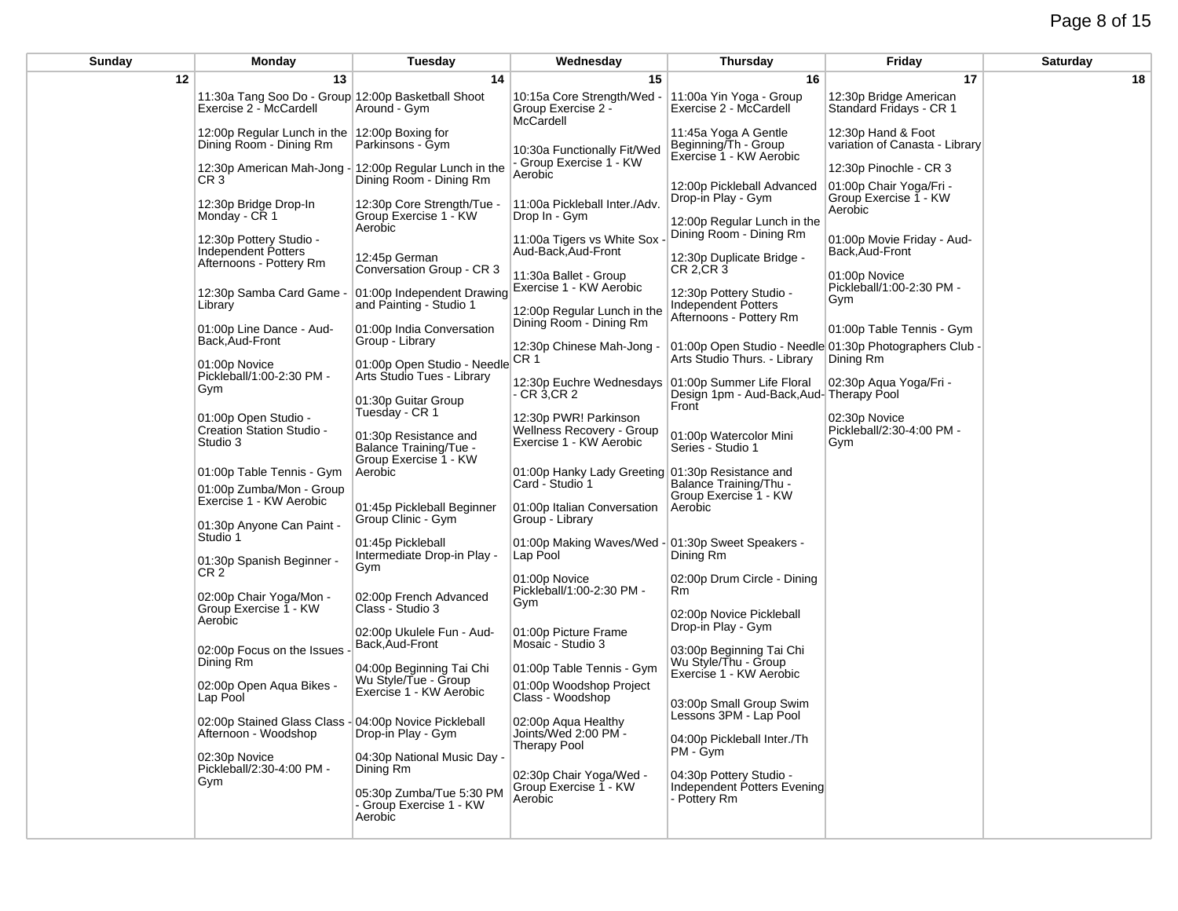| Sunday | Monday | Tuesday | Wednesday | Thursday | Friday | Saturday |
|---|---|---|---|---|---|---|
| 12 | 13 | 14 | 15 | 16 | 17 | 18 |
| | 11:30a Tang Soo Do - Group Exercise 2 - McCardell<br><br>12:00p Regular Lunch in the Dining Room - Dining Rm<br><br>12:30p American Mah-Jong - CR 3<br><br>12:30p Bridge Drop-In Monday - CR 1<br><br>12:30p Pottery Studio - Independent Potters Afternoons - Pottery Rm<br><br>12:30p Samba Card Game - Library<br><br>01:00p Line Dance - Aud-Back,Aud-Front<br><br>01:00p Novice Pickleball/1:00-2:30 PM - Gym<br><br>01:00p Open Studio - Creation Station Studio - Studio 3<br><br>01:00p Table Tennis - Gym<br><br>01:00p Zumba/Mon - Group Exercise 1 - KW Aerobic<br><br>01:30p Anyone Can Paint - Studio 1<br><br>01:30p Spanish Beginner - CR 2<br><br>02:00p Chair Yoga/Mon - Group Exercise 1 - KW Aerobic<br><br>02:00p Focus on the Issues - Dining Rm<br><br>02:00p Open Aqua Bikes - Lap Pool<br><br>02:00p Stained Glass Class - Afternoon - Woodshop<br><br>02:30p Novice Pickleball/2:30-4:00 PM - Gym | 12:00p Basketball Shoot Around - Gym<br><br>12:00p Boxing for Parkinsons - Gym<br><br>12:00p Regular Lunch in the Dining Room - Dining Rm<br><br>12:30p Core Strength/Tue - Group Exercise 1 - KW Aerobic<br><br>12:45p German Conversation Group - CR 3<br><br>01:00p Independent Drawing and Painting - Studio 1<br><br>01:00p India Conversation Group - Library<br><br>01:00p Open Studio - Needle Arts Studio Tues - Library<br><br>01:30p Guitar Group Tuesday - CR 1<br><br>01:30p Resistance and Balance Training/Tue - Group Exercise 1 - KW Aerobic<br><br>01:45p Pickleball Beginner Group Clinic - Gym<br><br>01:45p Pickleball Intermediate Drop-in Play - Gym<br><br>02:00p French Advanced Class - Studio 3<br><br>02:00p Ukulele Fun - Aud-Back,Aud-Front<br><br>04:00p Beginning Tai Chi Wu Style/Tue - Group Exercise 1 - KW Aerobic<br><br>04:00p Novice Pickleball Drop-in Play - Gym<br><br>04:30p National Music Day - Dining Rm<br><br>05:30p Zumba/Tue 5:30 PM - Group Exercise 1 - KW Aerobic | 10:15a Core Strength/Wed - Group Exercise 2 - McCardell<br><br>10:30a Functionally Fit/Wed - Group Exercise 1 - KW Aerobic<br><br>11:00a Pickleball Inter./Adv. Drop In - Gym<br><br>11:00a Tigers vs White Sox - Aud-Back,Aud-Front<br><br>11:30a Ballet - Group Exercise 1 - KW Aerobic<br><br>12:00p Regular Lunch in the Dining Room - Dining Rm<br><br>12:30p Chinese Mah-Jong - CR 1<br><br>12:30p Euchre Wednesdays - CR 3,CR 2<br><br>12:30p PWR! Parkinson Wellness Recovery - Group Exercise 1 - KW Aerobic<br><br>01:00p Hanky Lady Greeting Card - Studio 1<br><br>01:00p Italian Conversation Group - Library<br><br>01:00p Making Waves/Wed - Lap Pool<br><br>01:00p Novice Pickleball/1:00-2:30 PM - Gym<br><br>01:00p Picture Frame Mosaic - Studio 3<br><br>01:00p Table Tennis - Gym<br><br>01:00p Woodshop Project Class - Woodshop<br><br>02:00p Aqua Healthy Joints/Wed 2:00 PM - Therapy Pool<br><br>02:30p Chair Yoga/Wed - Group Exercise 1 - KW Aerobic | 11:00a Yin Yoga - Group Exercise 2 - McCardell<br><br>11:45a Yoga A Gentle Beginning/Th - Group Exercise 1 - KW Aerobic<br><br>12:00p Pickleball Advanced Drop-in Play - Gym<br><br>12:00p Regular Lunch in the Dining Room - Dining Rm<br><br>12:30p Duplicate Bridge - CR 2,CR 3<br><br>12:30p Pottery Studio - Independent Potters Afternoons - Pottery Rm<br><br>01:00p Open Studio - Needle Arts Studio Thurs. - Library<br><br>01:00p Summer Life Floral Design 1pm - Aud-Back,Aud-Front<br><br>01:00p Watercolor Mini Series - Studio 1<br><br>01:30p Resistance and Balance Training/Thu - Group Exercise 1 - KW Aerobic<br><br>01:30p Sweet Speakers - Dining Rm<br><br>02:00p Drum Circle - Dining Rm<br><br>02:00p Novice Pickleball Drop-in Play - Gym<br><br>03:00p Beginning Tai Chi Wu Style/Thu - Group Exercise 1 - KW Aerobic<br><br>03:00p Small Group Swim Lessons 3PM - Lap Pool<br><br>04:00p Pickleball Inter./Th PM - Gym<br><br>04:30p Pottery Studio - Independent Potters Evening - Pottery Rm | 12:30p Bridge American Standard Fridays - CR 1<br><br>12:30p Hand & Foot variation of Canasta - Library<br><br>12:30p Pinochle - CR 3<br><br>01:00p Chair Yoga/Fri - Group Exercise 1 - KW Aerobic<br><br>01:00p Movie Friday - Aud-Back,Aud-Front<br><br>01:00p Novice Pickleball/1:00-2:30 PM - Gym<br><br>01:00p Table Tennis - Gym<br><br>01:30p Photographers Club - Dining Rm<br><br>02:30p Aqua Yoga/Fri - Therapy Pool<br><br>02:30p Novice Pickleball/2:30-4:00 PM - Gym | |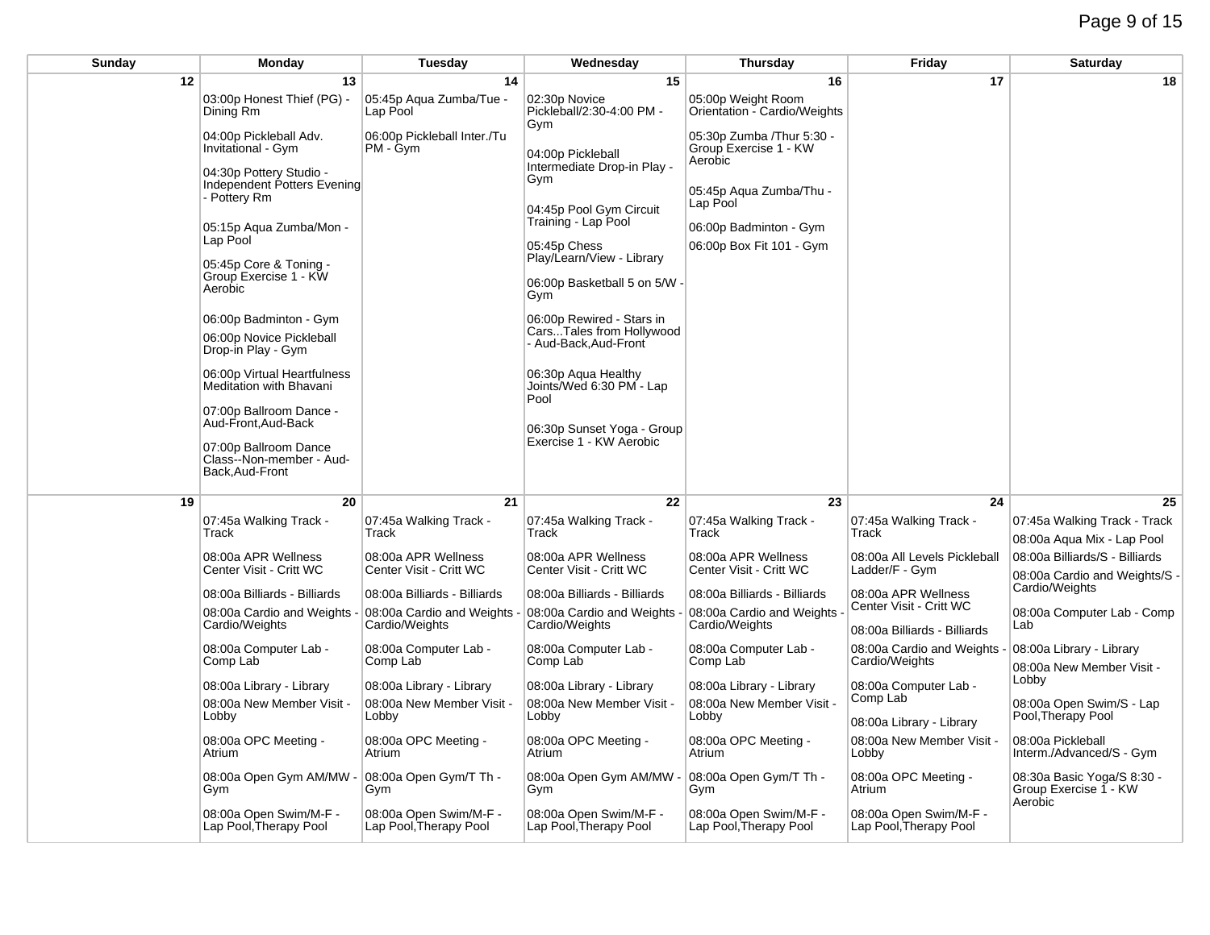| Sunday | Monday | Tuesday | Wednesday | Thursday | Friday | Saturday |
|---|---|---|---|---|---|---|
| 12 | 13<br>03:00p Honest Thief (PG) - Dining Rm<br>04:00p Pickleball Adv. Invitational - Gym<br>04:30p Pottery Studio - Independent Potters Evening - Pottery Rm<br>05:15p Aqua Zumba/Mon - Lap Pool<br>05:45p Core & Toning - Group Exercise 1 - KW Aerobic<br>06:00p Badminton - Gym<br>06:00p Novice Pickleball Drop-in Play - Gym<br>06:00p Virtual Heartfulness Meditation with Bhavani<br>07:00p Ballroom Dance - Aud-Front,Aud-Back<br>07:00p Ballroom Dance Class--Non-member - Aud-Back,Aud-Front | 14<br>05:45p Aqua Zumba/Tue - Lap Pool<br>06:00p Pickleball Inter./Tu PM - Gym | 15<br>02:30p Novice Pickleball/2:30-4:00 PM - Gym<br>04:00p Pickleball Intermediate Drop-in Play - Gym<br>04:45p Pool Gym Circuit Training - Lap Pool<br>05:45p Chess Play/Learn/View - Library<br>06:00p Basketball 5 on 5/W - Gym<br>06:00p Rewired - Stars in Cars...Tales from Hollywood - Aud-Back,Aud-Front<br>06:30p Aqua Healthy Joints/Wed 6:30 PM - Lap Pool<br>06:30p Sunset Yoga - Group Exercise 1 - KW Aerobic | 16<br>05:00p Weight Room Orientation - Cardio/Weights<br>05:30p Zumba /Thur 5:30 - Group Exercise 1 - KW Aerobic<br>05:45p Aqua Zumba/Thu - Lap Pool<br>06:00p Badminton - Gym<br>06:00p Box Fit 101 - Gym | 17 | 18 |
| 19 | 20<br>07:45a Walking Track - Track<br>08:00a APR Wellness Center Visit - Critt WC<br>08:00a Billiards - Billiards<br>08:00a Cardio and Weights - Cardio/Weights<br>08:00a Computer Lab - Comp Lab<br>08:00a Library - Library<br>08:00a New Member Visit - Lobby<br>08:00a OPC Meeting - Atrium<br>08:00a Open Gym AM/MW - Gym<br>08:00a Open Swim/M-F - Lap Pool,Therapy Pool | 21<br>07:45a Walking Track - Track<br>08:00a APR Wellness Center Visit - Critt WC<br>08:00a Billiards - Billiards<br>08:00a Cardio and Weights - Cardio/Weights<br>08:00a Computer Lab - Comp Lab<br>08:00a Library - Library<br>08:00a New Member Visit - Lobby<br>08:00a OPC Meeting - Atrium<br>08:00a Open Gym/T Th - Gym<br>08:00a Open Swim/M-F - Lap Pool,Therapy Pool | 22<br>07:45a Walking Track - Track<br>08:00a APR Wellness Center Visit - Critt WC<br>08:00a Billiards - Billiards<br>08:00a Cardio and Weights - Cardio/Weights<br>08:00a Computer Lab - Comp Lab<br>08:00a Library - Library<br>08:00a New Member Visit - Lobby<br>08:00a OPC Meeting - Atrium<br>08:00a Open Gym AM/MW - Gym<br>08:00a Open Swim/M-F - Lap Pool,Therapy Pool | 23<br>07:45a Walking Track - Track<br>08:00a APR Wellness Center Visit - Critt WC<br>08:00a Billiards - Billiards<br>08:00a Cardio and Weights - Cardio/Weights<br>08:00a Computer Lab - Comp Lab<br>08:00a Library - Library<br>08:00a New Member Visit - Lobby<br>08:00a OPC Meeting - Atrium<br>08:00a Open Gym/T Th - Gym<br>08:00a Open Swim/M-F - Lap Pool,Therapy Pool | 24<br>07:45a Walking Track - Track<br>08:00a All Levels Pickleball Ladder/F - Gym<br>08:00a APR Wellness Center Visit - Critt WC<br>08:00a Billiards - Billiards<br>08:00a Cardio and Weights - Cardio/Weights<br>08:00a Computer Lab - Comp Lab<br>08:00a Library - Library<br>08:00a New Member Visit - Lobby<br>08:00a OPC Meeting - Atrium<br>08:00a Open Swim/M-F - Lap Pool,Therapy Pool | 25<br>07:45a Walking Track - Track<br>08:00a Aqua Mix - Lap Pool<br>08:00a Billiards/S - Billiards<br>08:00a Cardio and Weights/S - Cardio/Weights<br>08:00a Computer Lab - Comp Lab<br>08:00a Library - Library<br>08:00a New Member Visit - Lobby<br>08:00a Open Swim/S - Lap Pool,Therapy Pool<br>08:00a Pickleball Interm./Advanced/S - Gym<br>08:30a Basic Yoga/S 8:30 - Group Exercise 1 - KW Aerobic |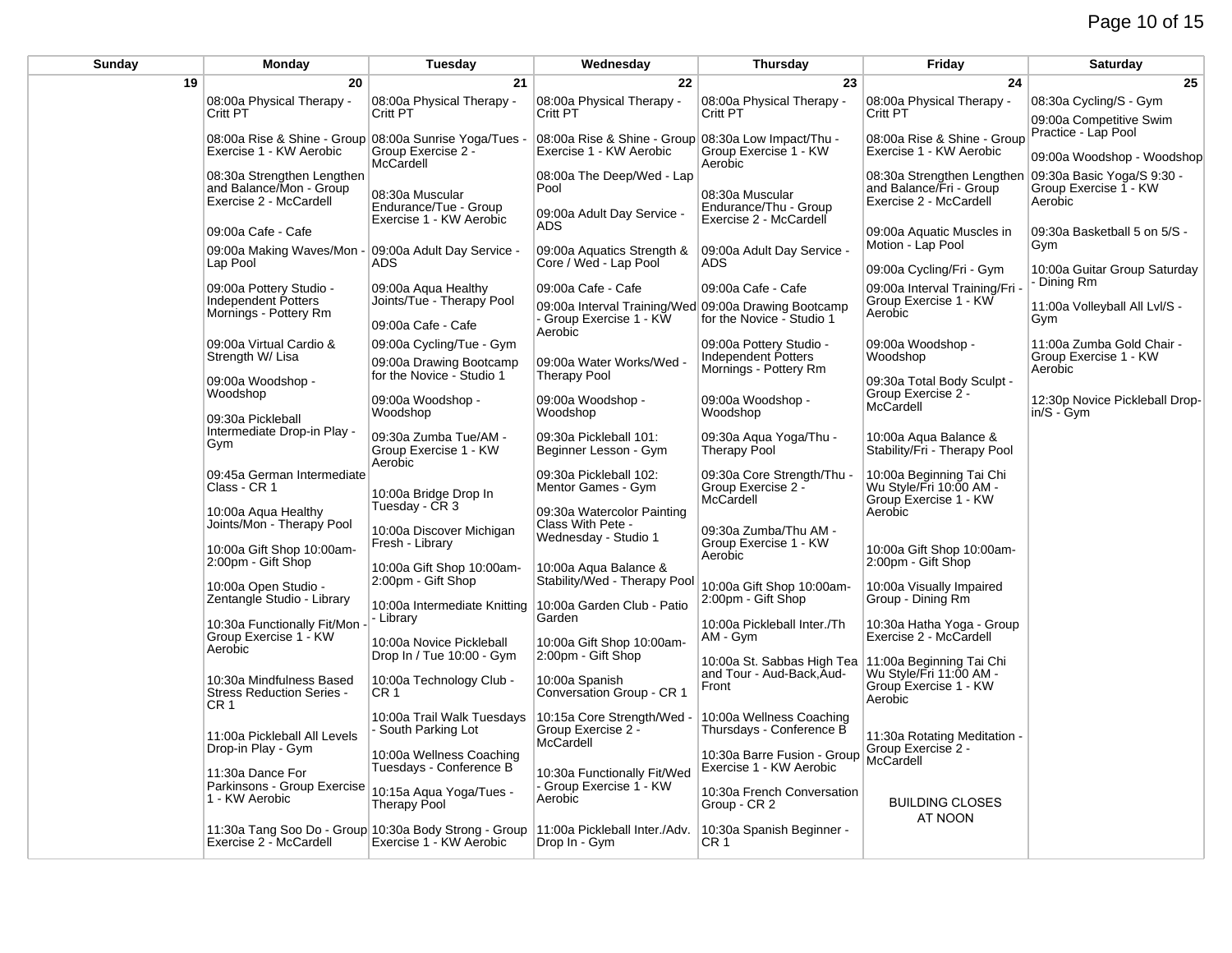| Sunday | Monday | Tuesday | Wednesday | Thursday | Friday | Saturday |
|---|---|---|---|---|---|---|
| 19 | 20 | 21 | 22 | 23 | 24 | 25 |
| | 08:00a Physical Therapy - Critt PT<br><br>08:00a Rise & Shine - Group Exercise 1 - KW Aerobic<br><br>08:30a Strengthen Lengthen and Balance/Mon - Group Exercise 2 - McCardell<br><br>09:00a Cafe - Cafe<br><br>09:00a Making Waves/Mon - Lap Pool<br><br>09:00a Pottery Studio - Independent Potters Mornings - Pottery Rm<br><br>09:00a Virtual Cardio & Strength W/ Lisa<br><br>09:00a Woodshop - Woodshop<br><br>09:30a Pickleball Intermediate Drop-in Play - Gym<br><br>09:45a German Intermediate Class - CR 1<br><br>10:00a Aqua Healthy Joints/Mon - Therapy Pool<br><br>10:00a Gift Shop 10:00am-2:00pm - Gift Shop<br><br>10:00a Open Studio - Zentangle Studio - Library<br><br>10:30a Functionally Fit/Mon - Group Exercise 1 - KW Aerobic<br><br>10:30a Mindfulness Based Stress Reduction Series - CR 1<br><br>11:00a Pickleball All Levels Drop-in Play - Gym<br><br>11:30a Dance For Parkinsons - Group Exercise 1 - KW Aerobic<br><br>11:30a Tang Soo Do - Group Exercise 2 - McCardell | 08:00a Physical Therapy - Critt PT<br><br>08:00a Sunrise Yoga/Tues - Group Exercise 2 - McCardell<br><br>08:30a Muscular Endurance/Tue - Group Exercise 1 - KW Aerobic<br><br>09:00a Adult Day Service - ADS<br><br>09:00a Aqua Healthy Joints/Tue - Therapy Pool<br><br>09:00a Cafe - Cafe<br><br>09:00a Cycling/Tue - Gym<br><br>09:00a Drawing Bootcamp for the Novice - Studio 1<br><br>09:00a Woodshop - Woodshop<br><br>09:30a Zumba Tue/AM - Group Exercise 1 - KW Aerobic<br><br>10:00a Bridge Drop In Tuesday - CR 3<br><br>10:00a Discover Michigan Fresh - Library<br><br>10:00a Gift Shop 10:00am-2:00pm - Gift Shop<br><br>10:00a Intermediate Knitting - Library<br><br>10:00a Novice Pickleball Drop In / Tue 10:00 - Gym<br><br>10:00a Technology Club - CR 1<br><br>10:00a Trail Walk Tuesdays - South Parking Lot<br><br>10:00a Wellness Coaching Tuesdays - Conference B<br><br>10:15a Aqua Yoga/Tues - Therapy Pool<br><br>10:30a Body Strong - Group Exercise 1 - KW Aerobic | 08:00a Physical Therapy - Critt PT<br><br>08:00a Rise & Shine - Group Exercise 1 - KW Aerobic<br><br>08:00a The Deep/Wed - Lap Pool<br><br>09:00a Adult Day Service - ADS<br><br>09:00a Aquatics Strength & Core / Wed - Lap Pool<br><br>09:00a Cafe - Cafe<br><br>09:00a Interval Training/Wed - Group Exercise 1 - KW Aerobic<br><br>09:00a Water Works/Wed - Therapy Pool<br><br>09:00a Woodshop - Woodshop<br><br>09:30a Pickleball 101: Beginner Lesson - Gym<br><br>09:30a Pickleball 102: Mentor Games - Gym<br><br>09:30a Watercolor Painting Class With Pete - Wednesday - Studio 1<br><br>10:00a Aqua Balance & Stability/Wed - Therapy Pool<br><br>10:00a Garden Club - Patio Garden<br><br>10:00a Gift Shop 10:00am-2:00pm - Gift Shop<br><br>10:00a Spanish Conversation Group - CR 1<br><br>10:15a Core Strength/Wed - Group Exercise 2 - McCardell<br><br>10:30a Functionally Fit/Wed - Group Exercise 1 - KW Aerobic<br><br>11:00a Pickleball Inter./Adv. Drop In - Gym | 08:00a Physical Therapy - Critt PT<br><br>08:30a Low Impact/Thu - Group Exercise 1 - KW Aerobic<br><br>08:30a Muscular Endurance/Thu - Group Exercise 2 - McCardell<br><br>09:00a Adult Day Service - ADS<br><br>09:00a Cafe - Cafe<br><br>09:00a Drawing Bootcamp for the Novice - Studio 1<br><br>09:00a Pottery Studio - Independent Potters Mornings - Pottery Rm<br><br>09:00a Woodshop - Woodshop<br><br>09:30a Aqua Yoga/Thu - Therapy Pool<br><br>09:30a Core Strength/Thu - Group Exercise 2 - McCardell<br><br>09:30a Zumba/Thu AM - Group Exercise 1 - KW Aerobic<br><br>10:00a Gift Shop 10:00am-2:00pm - Gift Shop<br><br>10:00a Pickleball Inter./Th AM - Gym<br><br>10:00a St. Sabbas High Tea and Tour - Aud-Back,Aud-Front<br><br>10:00a Wellness Coaching Thursdays - Conference B<br><br>10:30a Barre Fusion - Group Exercise 1 - KW Aerobic<br><br>10:30a French Conversation Group - CR 2<br><br>10:30a Spanish Beginner - CR 1 | 08:00a Physical Therapy - Critt PT<br><br>08:00a Rise & Shine - Group Exercise 1 - KW Aerobic<br><br>08:30a Strengthen Lengthen and Balance/Fri - Group Exercise 2 - McCardell<br><br>09:00a Aquatic Muscles in Motion - Lap Pool<br><br>09:00a Cycling/Fri - Gym<br><br>09:00a Interval Training/Fri - Group Exercise 1 - KW Aerobic<br><br>09:00a Woodshop - Woodshop<br><br>09:30a Total Body Sculpt - Group Exercise 2 - McCardell<br><br>10:00a Aqua Balance & Stability/Fri - Therapy Pool<br><br>10:00a Beginning Tai Chi Wu Style/Fri 10:00 AM - Group Exercise 1 - KW Aerobic<br><br>10:00a Gift Shop 10:00am-2:00pm - Gift Shop<br><br>10:00a Visually Impaired Group - Dining Rm<br><br>10:30a Hatha Yoga - Group Exercise 2 - McCardell<br><br>11:00a Beginning Tai Chi Wu Style/Fri 11:00 AM - Group Exercise 1 - KW Aerobic<br><br>11:30a Rotating Meditation - Group Exercise 2 - McCardell<br><br>BUILDING CLOSES AT NOON | 08:30a Cycling/S - Gym<br><br>09:00a Competitive Swim Practice - Lap Pool<br><br>09:00a Woodshop - Woodshop<br><br>09:30a Basic Yoga/S 9:30 - Group Exercise 1 - KW Aerobic<br><br>09:30a Basketball 5 on 5/S - Gym<br><br>10:00a Guitar Group Saturday - Dining Rm<br><br>11:00a Volleyball All Lvl/S - Gym<br><br>11:00a Zumba Gold Chair - Group Exercise 1 - KW Aerobic<br><br>12:30p Novice Pickleball Drop-in/S - Gym |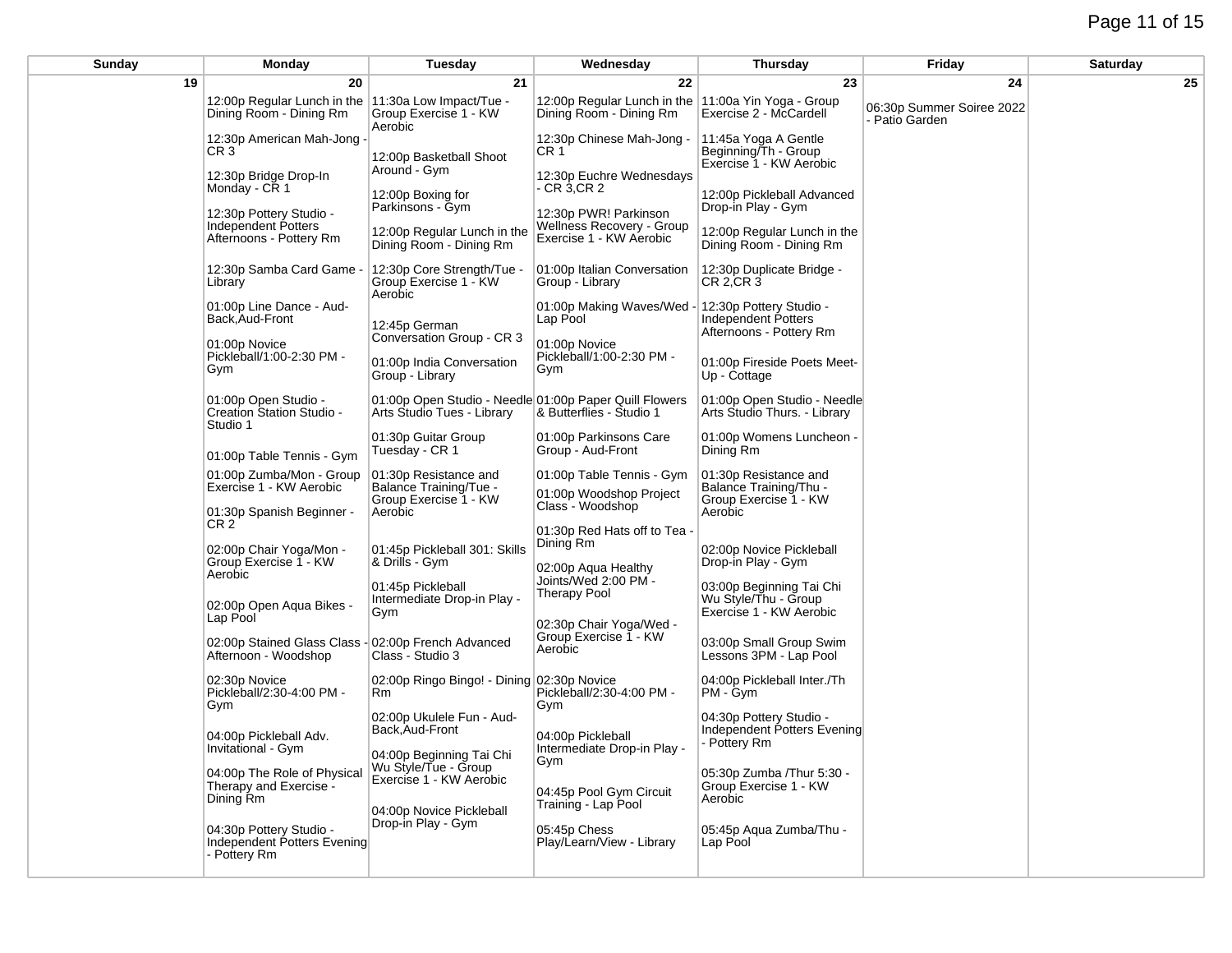| Sunday | Monday | Tuesday | Wednesday | Thursday | Friday | Saturday |
|---|---|---|---|---|---|---|
| 19 | 20 | 21 | 22 | 23 | 24 | 25 |
| | 12:00p Regular Lunch in the Dining Room - Dining Rm<br><br>12:30p American Mah-Jong - CR 3<br><br>12:30p Bridge Drop-In Monday - CR 1<br><br>12:30p Pottery Studio - Independent Potters Afternoons - Pottery Rm<br><br>12:30p Samba Card Game - Library<br><br>01:00p Line Dance - Aud-Back,Aud-Front<br><br>01:00p Novice Pickleball/1:00-2:30 PM - Gym<br><br>01:00p Open Studio - Creation Station Studio - Studio 1<br><br>01:00p Table Tennis - Gym<br><br>01:00p Zumba/Mon - Group Exercise 1 - KW Aerobic<br><br>01:30p Spanish Beginner - CR 2<br><br>02:00p Chair Yoga/Mon - Group Exercise 1 - KW Aerobic<br><br>02:00p Open Aqua Bikes - Lap Pool<br><br>02:00p Stained Glass Class - Afternoon - Woodshop<br><br>02:30p Novice Pickleball/2:30-4:00 PM - Gym<br><br>04:00p Pickleball Adv. Invitational - Gym<br><br>04:00p The Role of Physical Therapy and Exercise - Dining Rm<br><br>04:30p Pottery Studio - Independent Potters Evening - Pottery Rm | 11:30a Low Impact/Tue - Group Exercise 1 - KW Aerobic<br><br>12:00p Basketball Shoot Around - Gym<br><br>12:00p Boxing for Parkinsons - Gym<br><br>12:00p Regular Lunch in the Dining Room - Dining Rm<br><br>12:30p Core Strength/Tue - Group Exercise 1 - KW Aerobic<br><br>12:45p German Conversation Group - CR 3<br><br>01:00p India Conversation Group - Library<br><br>01:00p Open Studio - Needle Arts Studio Tues - Library<br><br>01:30p Guitar Group Tuesday - CR 1<br><br>01:30p Resistance and Balance Training/Tue - Group Exercise 1 - KW Aerobic<br><br>01:45p Pickleball 301: Skills & Drills - Gym<br><br>01:45p Pickleball Intermediate Drop-in Play - Gym<br><br>02:00p French Advanced Class - Studio 3<br><br>02:00p Ringo Bingo! - Dining Rm<br><br>02:00p Ukulele Fun - Aud-Back,Aud-Front<br><br>04:00p Beginning Tai Chi Wu Style/Tue - Group Exercise 1 - KW Aerobic<br><br>04:00p Novice Pickleball Drop-in Play - Gym | 12:00p Regular Lunch in the Dining Room - Dining Rm<br><br>12:30p Chinese Mah-Jong - CR 1<br><br>12:30p Euchre Wednesdays - CR 3,CR 2<br><br>12:30p PWR! Parkinson Wellness Recovery - Group Exercise 1 - KW Aerobic<br><br>01:00p Italian Conversation Group - Library<br><br>01:00p Making Waves/Wed - Lap Pool<br><br>01:00p Novice Pickleball/1:00-2:30 PM - Gym<br><br>01:00p Paper Quill Flowers & Butterflies - Studio 1<br><br>01:00p Parkinsons Care Group - Aud-Front<br><br>01:00p Table Tennis - Gym<br><br>01:00p Woodshop Project Class - Woodshop<br><br>01:30p Red Hats off to Tea - Dining Rm<br><br>02:00p Aqua Healthy Joints/Wed 2:00 PM - Therapy Pool<br><br>02:30p Chair Yoga/Wed - Group Exercise 1 - KW Aerobic<br><br>02:30p Novice Pickleball/2:30-4:00 PM - Gym<br><br>04:00p Pickleball Intermediate Drop-in Play - Gym<br><br>04:45p Pool Gym Circuit Training - Lap Pool<br><br>05:45p Chess Play/Learn/View - Library | 11:00a Yin Yoga - Group Exercise 2 - McCardell<br><br>11:45a Yoga A Gentle Beginning/Th - Group Exercise 1 - KW Aerobic<br><br>12:00p Pickleball Advanced Drop-in Play - Gym<br><br>12:00p Regular Lunch in the Dining Room - Dining Rm<br><br>12:30p Duplicate Bridge - CR 2,CR 3<br><br>12:30p Pottery Studio - Independent Potters Afternoons - Pottery Rm<br><br>01:00p Fireside Poets Meet-Up - Cottage<br><br>01:00p Open Studio - Needle Arts Studio Thurs. - Library<br><br>01:00p Womens Luncheon - Dining Rm<br><br>01:30p Resistance and Balance Training/Thu - Group Exercise 1 - KW Aerobic<br><br>02:00p Novice Pickleball Drop-in Play - Gym<br><br>03:00p Beginning Tai Chi Wu Style/Thu - Group Exercise 1 - KW Aerobic<br><br>03:00p Small Group Swim Lessons 3PM - Lap Pool<br><br>04:00p Pickleball Inter./Th PM - Gym<br><br>04:30p Pottery Studio - Independent Potters Evening - Pottery Rm<br><br>05:30p Zumba /Thur 5:30 - Group Exercise 1 - KW Aerobic<br><br>05:45p Aqua Zumba/Thu - Lap Pool | 06:30p Summer Soiree 2022 - Patio Garden | |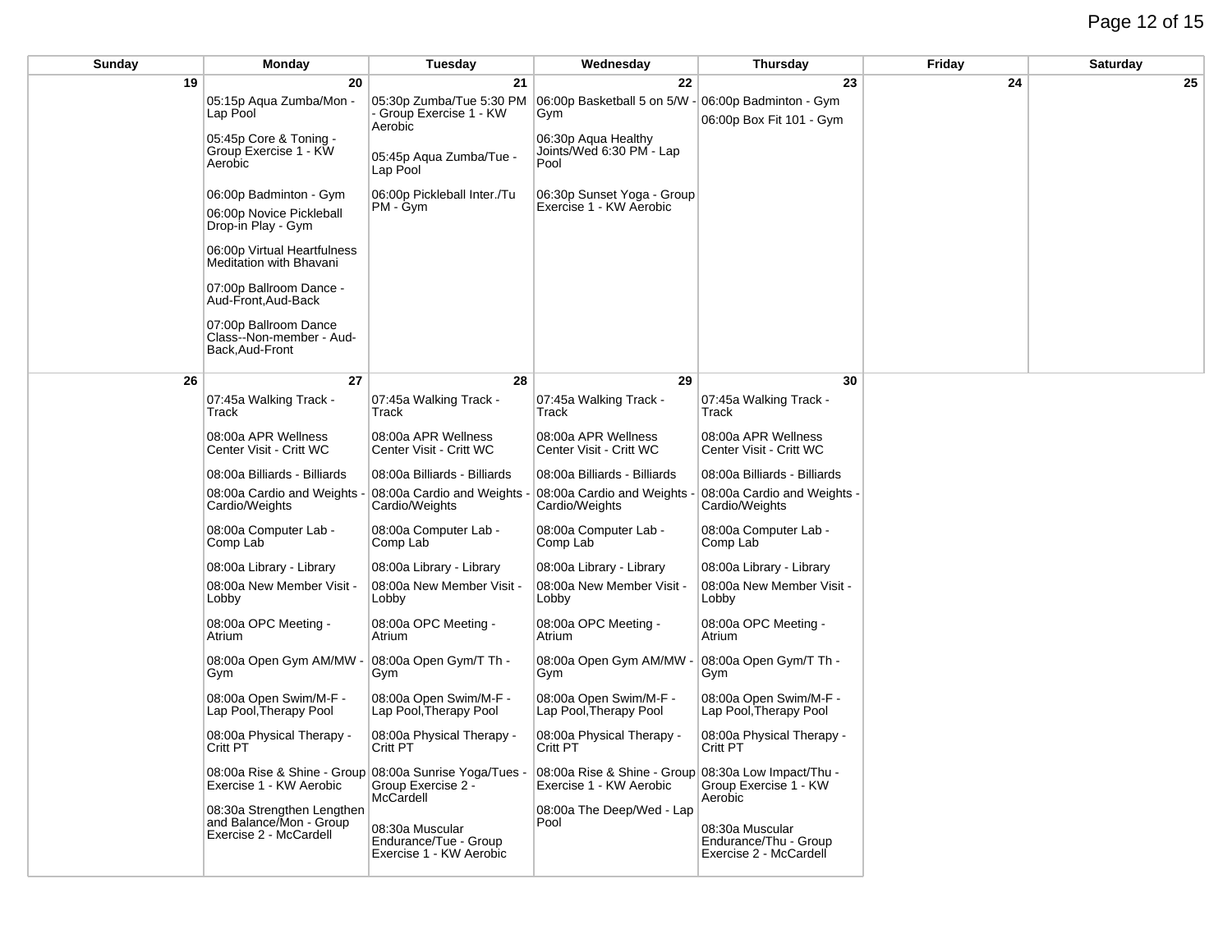| Sunday | Monday | Tuesday | Wednesday | Thursday | Friday | Saturday |
|---|---|---|---|---|---|---|
| 19 | 20<br>05:15p Aqua Zumba/Mon - Lap Pool<br>05:45p Core & Toning - Group Exercise 1 - KW Aerobic<br>06:00p Badminton - Gym<br>06:00p Novice Pickleball Drop-in Play - Gym<br>06:00p Virtual Heartfulness Meditation with Bhavani<br>07:00p Ballroom Dance - Aud-Front,Aud-Back<br>07:00p Ballroom Dance Class--Non-member - Aud-Back,Aud-Front | 21<br>05:30p Zumba/Tue 5:30 PM - Group Exercise 1 - KW Aerobic<br>05:45p Aqua Zumba/Tue - Lap Pool<br>06:00p Pickleball Inter./Tu PM - Gym | 22<br>06:00p Basketball 5 on 5/W - Gym<br>06:30p Aqua Healthy Joints/Wed 6:30 PM - Lap Pool<br>06:30p Sunset Yoga - Group Exercise 1 - KW Aerobic | 23<br>06:00p Badminton - Gym<br>06:00p Box Fit 101 - Gym | 24 | 25 |
| 26 | 27<br>07:45a Walking Track - Track<br>08:00a APR Wellness Center Visit - Critt WC<br>08:00a Billiards - Billiards<br>08:00a Cardio and Weights - Cardio/Weights<br>08:00a Computer Lab - Comp Lab<br>08:00a Library - Library<br>08:00a New Member Visit - Lobby<br>08:00a OPC Meeting - Atrium<br>08:00a Open Gym AM/MW - Gym<br>08:00a Open Swim/M-F - Lap Pool,Therapy Pool<br>08:00a Physical Therapy - Critt PT<br>08:00a Rise & Shine - Group Exercise 1 - KW Aerobic<br>08:30a Strengthen Lengthen and Balance/Mon - Group Exercise 2 - McCardell | 28<br>07:45a Walking Track - Track<br>08:00a APR Wellness Center Visit - Critt WC<br>08:00a Billiards - Billiards<br>08:00a Cardio and Weights - Cardio/Weights<br>08:00a Computer Lab - Comp Lab<br>08:00a Library - Library<br>08:00a New Member Visit - Lobby<br>08:00a OPC Meeting - Atrium<br>08:00a Open Gym/T Th - Gym<br>08:00a Open Swim/M-F - Lap Pool,Therapy Pool<br>08:00a Physical Therapy - Critt PT<br>08:00a Sunrise Yoga/Tues - Group Exercise 2 - McCardell<br>08:30a Muscular Endurance/Tue - Group Exercise 1 - KW Aerobic | 29<br>07:45a Walking Track - Track<br>08:00a APR Wellness Center Visit - Critt WC<br>08:00a Billiards - Billiards<br>08:00a Cardio and Weights - Cardio/Weights<br>08:00a Computer Lab - Comp Lab<br>08:00a Library - Library<br>08:00a New Member Visit - Lobby<br>08:00a OPC Meeting - Atrium<br>08:00a Open Gym AM/MW - Gym<br>08:00a Open Swim/M-F - Lap Pool,Therapy Pool<br>08:00a Physical Therapy - Critt PT<br>08:00a Rise & Shine - Group Exercise 1 - KW Aerobic<br>08:00a The Deep/Wed - Lap Pool | 30<br>07:45a Walking Track - Track<br>08:00a APR Wellness Center Visit - Critt WC<br>08:00a Billiards - Billiards<br>08:00a Cardio and Weights - Cardio/Weights<br>08:00a Computer Lab - Comp Lab<br>08:00a Library - Library<br>08:00a New Member Visit - Lobby<br>08:00a OPC Meeting - Atrium<br>08:00a Open Gym/T Th - Gym<br>08:00a Open Swim/M-F - Lap Pool,Therapy Pool<br>08:00a Physical Therapy - Critt PT<br>08:30a Low Impact/Thu - Group Exercise 1 - KW Aerobic<br>08:30a Muscular Endurance/Thu - Group Exercise 2 - McCardell | | |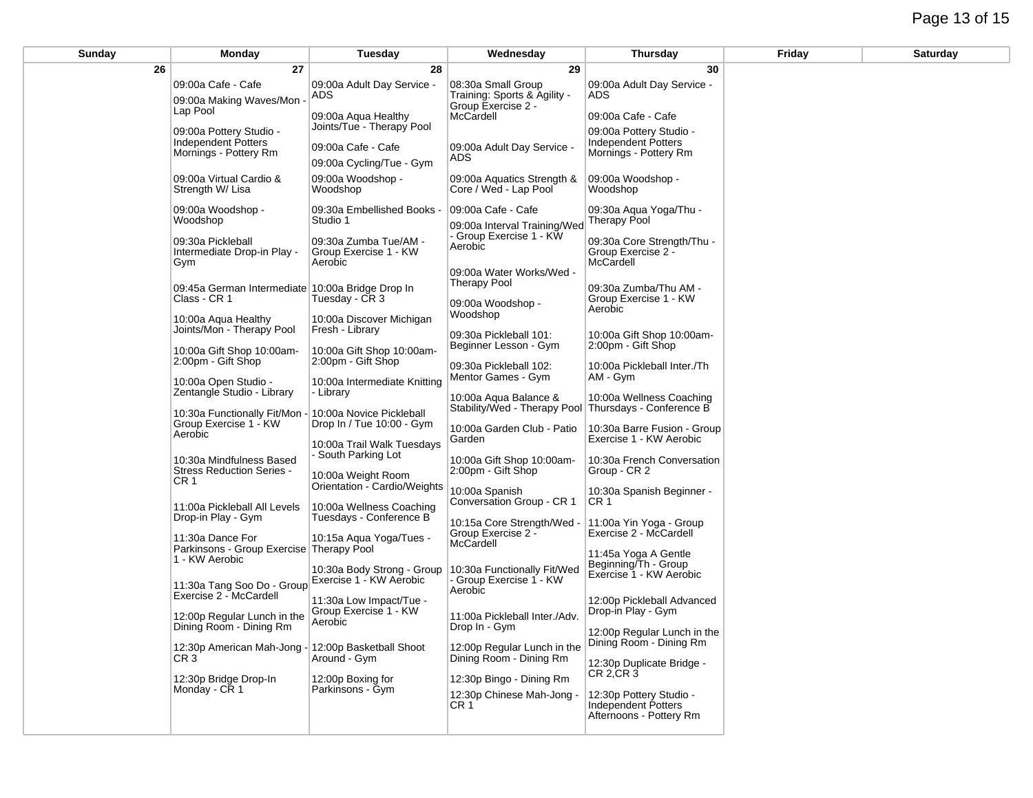| Sunday | Monday | Tuesday | Wednesday | Thursday | Friday | Saturday |
| --- | --- | --- | --- | --- | --- | --- |
| 26 | 27 | 28 | 29 | 30 | | |
| | 09:00a Cafe - Cafe<br>09:00a Making Waves/Mon - Lap Pool<br>09:00a Pottery Studio - Independent Potters Mornings - Pottery Rm<br>09:00a Virtual Cardio & Strength W/ Lisa<br>09:00a Woodshop - Woodshop<br>09:30a Pickleball Intermediate Drop-in Play - Gym<br>09:45a German Intermediate Class - CR 1<br>10:00a Aqua Healthy Joints/Mon - Therapy Pool<br>10:00a Gift Shop 10:00am-2:00pm - Gift Shop<br>10:00a Open Studio - Zentangle Studio - Library<br>10:30a Functionally Fit/Mon - Group Exercise 1 - KW Aerobic<br>10:30a Mindfulness Based Stress Reduction Series - CR 1<br>11:00a Pickleball All Levels Drop-in Play - Gym<br>11:30a Dance For Parkinsons - Group Exercise 1 - KW Aerobic<br>11:30a Tang Soo Do - Group Exercise 2 - McCardell<br>12:00p Regular Lunch in the Dining Room - Dining Rm<br>12:30p American Mah-Jong - CR 3<br>12:30p Bridge Drop-In Monday - CR 1 | 09:00a Adult Day Service - ADS<br>09:00a Aqua Healthy Joints/Tue - Therapy Pool<br>09:00a Cafe - Cafe<br>09:00a Cycling/Tue - Gym<br>09:00a Woodshop - Woodshop<br>09:30a Embellished Books - Studio 1<br>09:30a Zumba Tue/AM - Group Exercise 1 - KW Aerobic<br>10:00a Bridge Drop In Tuesday - CR 3<br>10:00a Discover Michigan Fresh - Library<br>10:00a Gift Shop 10:00am-2:00pm - Gift Shop<br>10:00a Intermediate Knitting - Library<br>10:00a Novice Pickleball Drop In / Tue 10:00 - Gym<br>10:00a Trail Walk Tuesdays - South Parking Lot<br>10:00a Weight Room Orientation - Cardio/Weights<br>10:00a Wellness Coaching Tuesdays - Conference B<br>10:15a Aqua Yoga/Tues - Therapy Pool<br>10:30a Body Strong - Group Exercise 1 - KW Aerobic<br>11:30a Low Impact/Tue - Group Exercise 1 - KW Aerobic<br>12:00p Basketball Shoot Around - Gym<br>12:00p Boxing for Parkinsons - Gym | 08:30a Small Group Training: Sports & Agility - Group Exercise 2 - McCardell<br>09:00a Adult Day Service - ADS<br>09:00a Aquatics Strength & Core / Wed - Lap Pool<br>09:00a Cafe - Cafe<br>09:00a Interval Training/Wed - Group Exercise 1 - KW Aerobic<br>09:00a Water Works/Wed - Therapy Pool<br>09:00a Woodshop - Woodshop<br>09:30a Pickleball 101: Beginner Lesson - Gym<br>09:30a Pickleball 102: Mentor Games - Gym<br>10:00a Aqua Balance & Stability/Wed - Therapy Pool<br>10:00a Garden Club - Patio Garden<br>10:00a Gift Shop 10:00am-2:00pm - Gift Shop<br>10:00a Spanish Conversation Group - CR 1<br>10:15a Core Strength/Wed - Group Exercise 2 - McCardell<br>10:30a Functionally Fit/Wed - Group Exercise 1 - KW Aerobic<br>11:00a Pickleball Inter./Adv. Drop In - Gym<br>12:00p Regular Lunch in the Dining Room - Dining Rm<br>12:30p Bingo - Dining Rm<br>12:30p Chinese Mah-Jong - CR 1 | 09:00a Adult Day Service - ADS<br>09:00a Cafe - Cafe<br>09:00a Pottery Studio - Independent Potters Mornings - Pottery Rm<br>09:00a Woodshop - Woodshop<br>09:30a Aqua Yoga/Thu - Therapy Pool<br>09:30a Core Strength/Thu - Group Exercise 2 - McCardell<br>09:30a Zumba/Thu AM - Group Exercise 1 - KW Aerobic<br>10:00a Gift Shop 10:00am-2:00pm - Gift Shop<br>10:00a Pickleball Inter./Th AM - Gym<br>10:00a Wellness Coaching Thursdays - Conference B<br>10:30a Barre Fusion - Group Exercise 1 - KW Aerobic<br>10:30a French Conversation Group - CR 2<br>10:30a Spanish Beginner - CR 1<br>11:00a Yin Yoga - Group Exercise 2 - McCardell<br>11:45a Yoga A Gentle Beginning/Th - Group Exercise 1 - KW Aerobic<br>12:00p Pickleball Advanced Drop-in Play - Gym<br>12:00p Regular Lunch in the Dining Room - Dining Rm<br>12:30p Duplicate Bridge - CR 2,CR 3<br>12:30p Pottery Studio - Independent Potters Afternoons - Pottery Rm | | |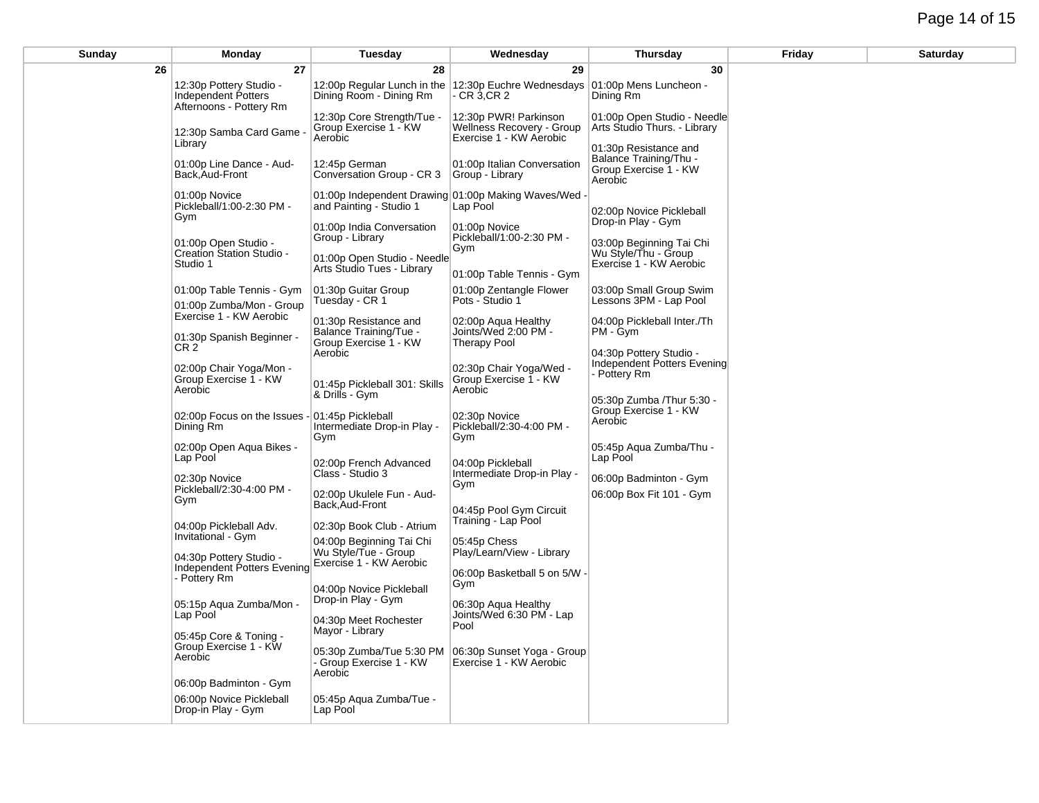| Sunday | Monday | Tuesday | Wednesday | Thursday | Friday | Saturday |
|---|---|---|---|---|---|---|
| 26 | 27 | 28 | 29 | 30 | | |
| | 12:30p Pottery Studio - Independent Potters Afternoons - Pottery Rm<br><br>12:30p Samba Card Game - Library<br><br>01:00p Line Dance - Aud-Back,Aud-Front<br><br>01:00p Novice Pickleball/1:00-2:30 PM - Gym<br><br>01:00p Open Studio - Creation Station Studio - Studio 1<br><br>01:00p Table Tennis - Gym<br><br>01:00p Zumba/Mon - Group Exercise 1 - KW Aerobic<br><br>01:30p Spanish Beginner - CR 2<br><br>02:00p Chair Yoga/Mon - Group Exercise 1 - KW Aerobic<br><br>02:00p Focus on the Issues - Dining Rm<br><br>02:00p Open Aqua Bikes - Lap Pool<br><br>02:30p Novice Pickleball/2:30-4:00 PM - Gym<br><br>04:00p Pickleball Adv. Invitational - Gym<br><br>04:30p Pottery Studio - Independent Potters Evening - Pottery Rm<br><br>05:15p Aqua Zumba/Mon - Lap Pool<br><br>05:45p Core & Toning - Group Exercise 1 - KW Aerobic<br><br>06:00p Badminton - Gym<br><br>06:00p Novice Pickleball Drop-in Play - Gym | 12:00p Regular Lunch in the Dining Room - Dining Rm<br><br>12:30p Core Strength/Tue - Group Exercise 1 - KW Aerobic<br><br>12:45p German Conversation Group - CR 3<br><br>01:00p Independent Drawing and Painting - Studio 1<br><br>01:00p India Conversation Group - Library<br><br>01:00p Open Studio - Needle Arts Studio Tues - Library<br><br>01:30p Guitar Group Tuesday - CR 1<br><br>01:30p Resistance and Balance Training/Tue - Group Exercise 1 - KW Aerobic<br><br>01:45p Pickleball 301: Skills & Drills - Gym<br><br>01:45p Pickleball Intermediate Drop-in Play - Gym<br><br>02:00p French Advanced Class - Studio 3<br><br>02:00p Ukulele Fun - Aud-Back,Aud-Front<br><br>02:30p Book Club - Atrium<br><br>04:00p Beginning Tai Chi Wu Style/Tue - Group Exercise 1 - KW Aerobic<br><br>04:00p Novice Pickleball Drop-in Play - Gym<br><br>04:30p Meet Rochester Mayor - Library<br><br>05:30p Zumba/Tue 5:30 PM - Group Exercise 1 - KW Aerobic<br><br>05:45p Aqua Zumba/Tue - Lap Pool | 12:30p Euchre Wednesdays - CR 3,CR 2<br><br>12:30p PWR! Parkinson Wellness Recovery - Group Exercise 1 - KW Aerobic<br><br>01:00p Italian Conversation Group - Library<br><br>01:00p Making Waves/Wed - Lap Pool<br><br>01:00p Novice Pickleball/1:00-2:30 PM - Gym<br><br>01:00p Table Tennis - Gym<br><br>01:00p Zentangle Flower Pots - Studio 1<br><br>02:00p Aqua Healthy Joints/Wed 2:00 PM - Therapy Pool<br><br>02:30p Chair Yoga/Wed - Group Exercise 1 - KW Aerobic<br><br>02:30p Novice Pickleball/2:30-4:00 PM - Gym<br><br>04:00p Pickleball Intermediate Drop-in Play - Gym<br><br>04:45p Pool Gym Circuit Training - Lap Pool<br><br>05:45p Chess Play/Learn/View - Library<br><br>06:00p Basketball 5 on 5/W - Gym<br><br>06:30p Aqua Healthy Joints/Wed 6:30 PM - Lap Pool<br><br>06:30p Sunset Yoga - Group Exercise 1 - KW Aerobic | 01:00p Mens Luncheon - Dining Rm<br><br>01:00p Open Studio - Needle Arts Studio Thurs. - Library<br><br>01:30p Resistance and Balance Training/Thu - Group Exercise 1 - KW Aerobic<br><br>02:00p Novice Pickleball Drop-in Play - Gym<br><br>03:00p Beginning Tai Chi Wu Style/Thu - Group Exercise 1 - KW Aerobic<br><br>03:00p Small Group Swim Lessons 3PM - Lap Pool<br><br>04:00p Pickleball Inter./Th PM - Gym<br><br>04:30p Pottery Studio - Independent Potters Evening - Pottery Rm<br><br>05:30p Zumba /Thur 5:30 - Group Exercise 1 - KW Aerobic<br><br>05:45p Aqua Zumba/Thu - Lap Pool<br><br>06:00p Badminton - Gym<br><br>06:00p Box Fit 101 - Gym | | |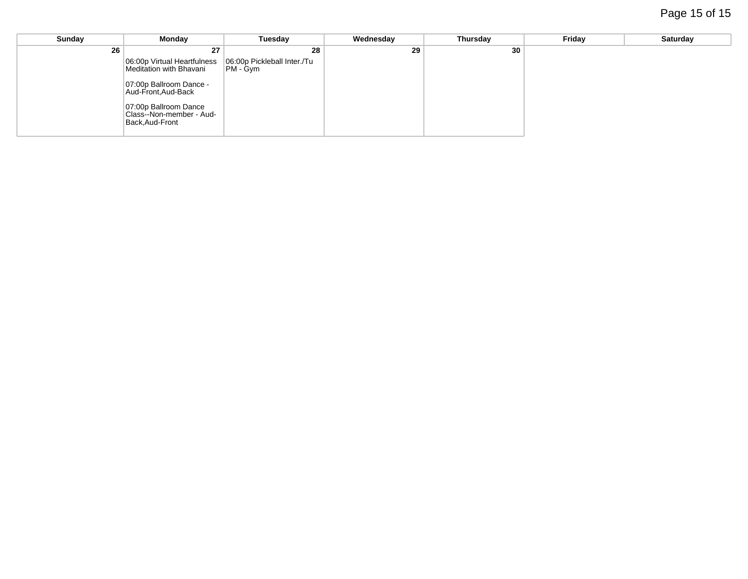| Sunday | Monday | Tuesday | Wednesday | Thursday | Friday | Saturday |
|---|---|---|---|---|---|---|
| 26 | 27<br>06:00p Virtual Heartfulness Meditation with Bhavani<br><br>07:00p Ballroom Dance - Aud-Front,Aud-Back<br><br>07:00p Ballroom Dance Class--Non-member - Aud-Back,Aud-Front | 28<br>06:00p Pickleball Inter./Tu PM - Gym | 29 | 30 | | |